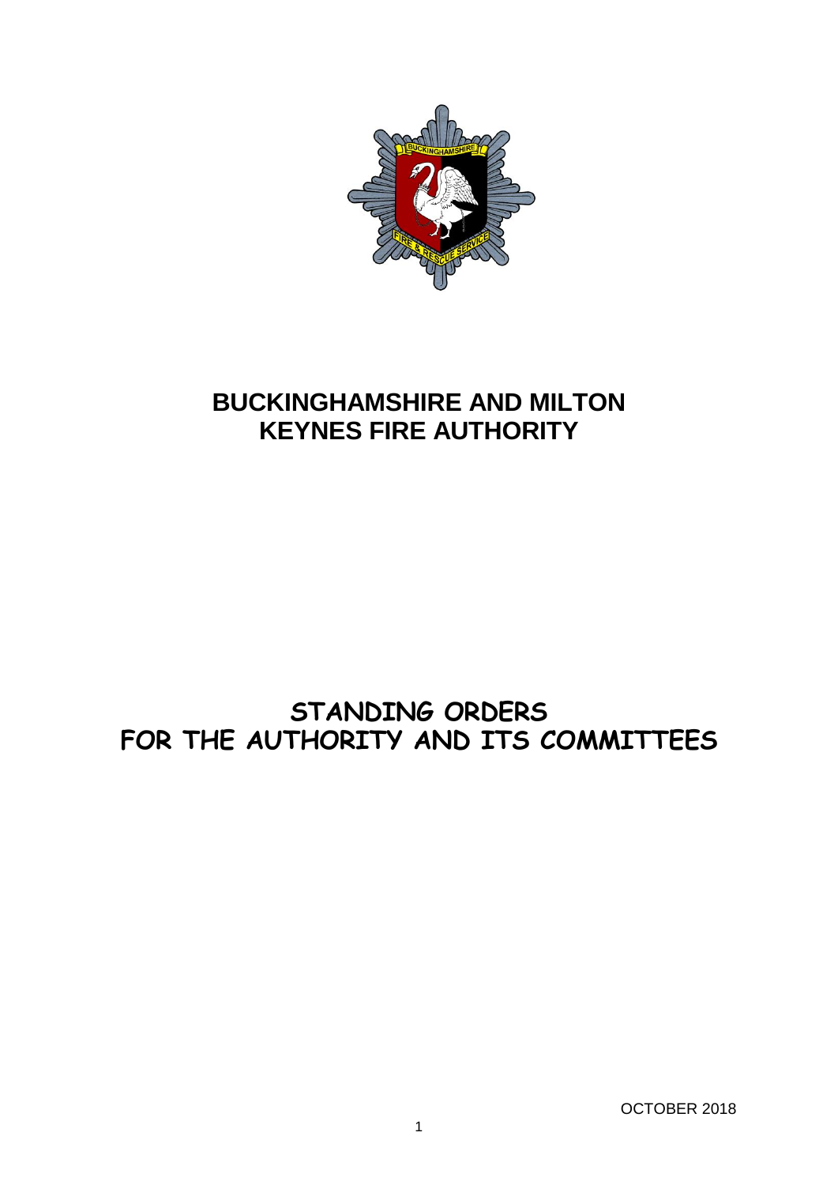# BUCKINGHAMSHIRE AND MILTON KEYNES FIRE AUTHORITY

## STANDING ORDERS FOR THE AUTHORITY AND ITS COMMITTEES

OCTOBER 2018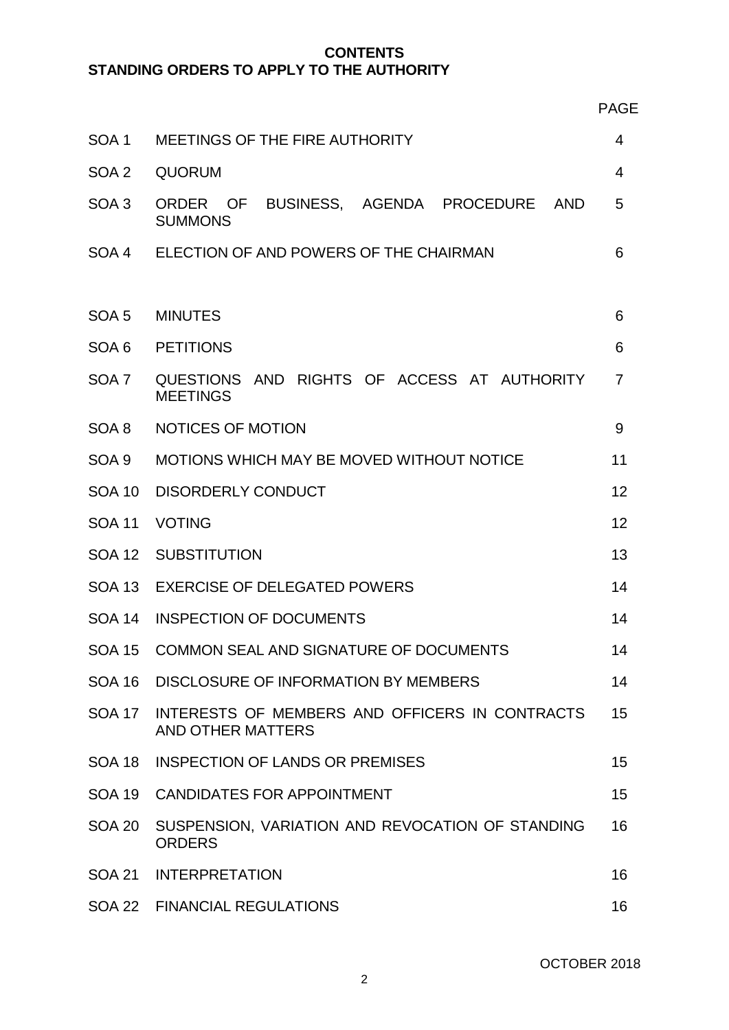# CONTENTS

## STANDING ORDERS TO APPLY TO THE AUTHORITY

| | | PAGE |
|---|---|---|
| SOA 1 | MEETINGS OF THE FIRE AUTHORITY | 4 |
| SOA 2 | QUORUM | 4 |
| SOA 3 | ORDER OF BUSINESS, AGENDA PROCEDURE AND SUMMONS | 5 |
| SOA 4 | ELECTION OF AND POWERS OF THE CHAIRMAN | 6 |
| SOA 5 | MINUTES | 6 |
| SOA 6 | PETITIONS | 6 |
| SOA 7 | QUESTIONS AND RIGHTS OF ACCESS AT AUTHORITY MEETINGS | 7 |
| SOA 8 | NOTICES OF MOTION | 9 |
| SOA 9 | MOTIONS WHICH MAY BE MOVED WITHOUT NOTICE | 11 |
| SOA 10 | DISORDERLY CONDUCT | 12 |
| SOA 11 | VOTING | 12 |
| SOA 12 | SUBSTITUTION | 13 |
| SOA 13 | EXERCISE OF DELEGATED POWERS | 14 |
| SOA 14 | INSPECTION OF DOCUMENTS | 14 |
| SOA 15 | COMMON SEAL AND SIGNATURE OF DOCUMENTS | 14 |
| SOA 16 | DISCLOSURE OF INFORMATION BY MEMBERS | 14 |
| SOA 17 | INTERESTS OF MEMBERS AND OFFICERS IN CONTRACTS AND OTHER MATTERS | 15 |
| SOA 18 | INSPECTION OF LANDS OR PREMISES | 15 |
| SOA 19 | CANDIDATES FOR APPOINTMENT | 15 |
| SOA 20 | SUSPENSION, VARIATION AND REVOCATION OF STANDING ORDERS | 16 |
| SOA 21 | INTERPRETATION | 16 |
| SOA 22 | FINANCIAL REGULATIONS | 16 |

OCTOBER 2018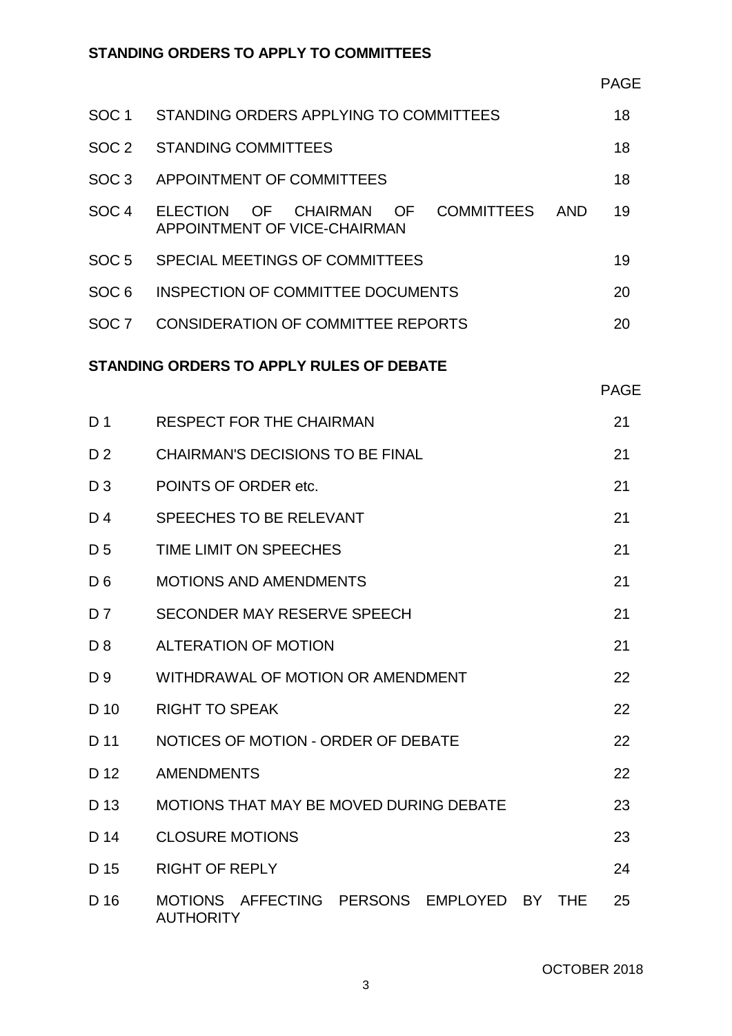**STANDING ORDERS TO APPLY TO COMMITTEES**

| | | PAGE |
|---|---|---|
| SOC 1 | STANDING ORDERS APPLYING TO COMMITTEES | 18 |
| SOC 2 | STANDING COMMITTEES | 18 |
| SOC 3 | APPOINTMENT OF COMMITTEES | 18 |
| SOC 4 | ELECTION OF CHAIRMAN OF COMMITTEES AND APPOINTMENT OF VICE-CHAIRMAN | 19 |
| SOC 5 | SPECIAL MEETINGS OF COMMITTEES | 19 |
| SOC 6 | INSPECTION OF COMMITTEE DOCUMENTS | 20 |
| SOC 7 | CONSIDERATION OF COMMITTEE REPORTS | 20 |

**STANDING ORDERS TO APPLY RULES OF DEBATE**

| | | PAGE |
|---|---|---|
| D 1 | RESPECT FOR THE CHAIRMAN | 21 |
| D 2 | CHAIRMAN'S DECISIONS TO BE FINAL | 21 |
| D 3 | POINTS OF ORDER etc. | 21 |
| D 4 | SPEECHES TO BE RELEVANT | 21 |
| D 5 | TIME LIMIT ON SPEECHES | 21 |
| D 6 | MOTIONS AND AMENDMENTS | 21 |
| D 7 | SECONDER MAY RESERVE SPEECH | 21 |
| D 8 | ALTERATION OF MOTION | 21 |
| D 9 | WITHDRAWAL OF MOTION OR AMENDMENT | 22 |
| D 10 | RIGHT TO SPEAK | 22 |
| D 11 | NOTICES OF MOTION - ORDER OF DEBATE | 22 |
| D 12 | AMENDMENTS | 22 |
| D 13 | MOTIONS THAT MAY BE MOVED DURING DEBATE | 23 |
| D 14 | CLOSURE MOTIONS | 23 |
| D 15 | RIGHT OF REPLY | 24 |
| D 16 | MOTIONS AFFECTING PERSONS EMPLOYED BY THE AUTHORITY | 25 |

OCTOBER 2018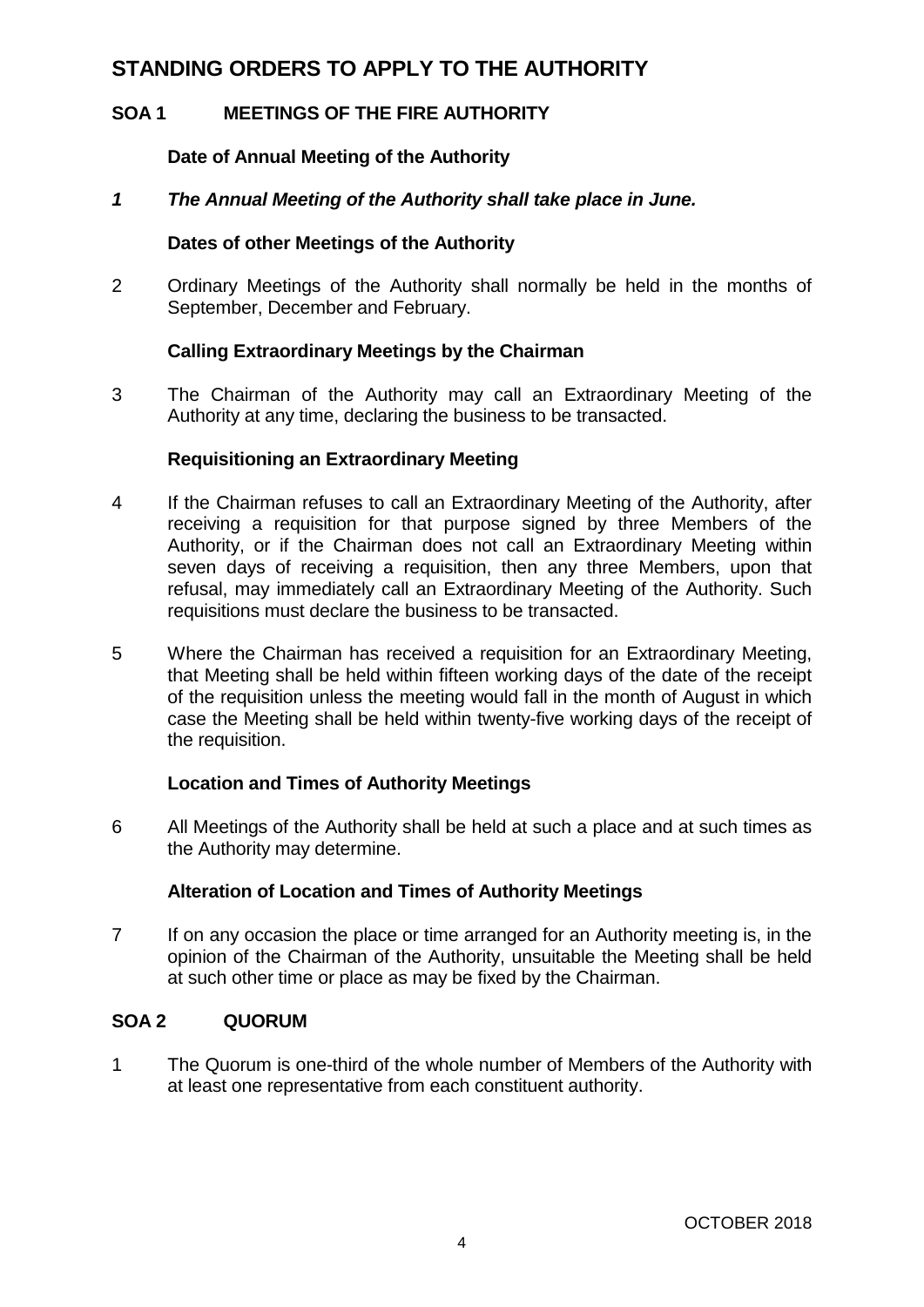# STANDING ORDERS TO APPLY TO THE AUTHORITY

## SOA 1 MEETINGS OF THE FIRE AUTHORITY

### Date of Annual Meeting of the Authority

***1 The Annual Meeting of the Authority shall take place in June.***

### Dates of other Meetings of the Authority

2 Ordinary Meetings of the Authority shall normally be held in the months of September, December and February.

### Calling Extraordinary Meetings by the Chairman

3 The Chairman of the Authority may call an Extraordinary Meeting of the Authority at any time, declaring the business to be transacted.

### Requisitioning an Extraordinary Meeting

4 If the Chairman refuses to call an Extraordinary Meeting of the Authority, after receiving a requisition for that purpose signed by three Members of the Authority, or if the Chairman does not call an Extraordinary Meeting within seven days of receiving a requisition, then any three Members, upon that refusal, may immediately call an Extraordinary Meeting of the Authority. Such requisitions must declare the business to be transacted.

5 Where the Chairman has received a requisition for an Extraordinary Meeting, that Meeting shall be held within fifteen working days of the date of the receipt of the requisition unless the meeting would fall in the month of August in which case the Meeting shall be held within twenty-five working days of the receipt of the requisition.

### Location and Times of Authority Meetings

6 All Meetings of the Authority shall be held at such a place and at such times as the Authority may determine.

### Alteration of Location and Times of Authority Meetings

7 If on any occasion the place or time arranged for an Authority meeting is, in the opinion of the Chairman of the Authority, unsuitable the Meeting shall be held at such other time or place as may be fixed by the Chairman.

## SOA 2 QUORUM

1 The Quorum is one-third of the whole number of Members of the Authority with at least one representative from each constituent authority.

OCTOBER 2018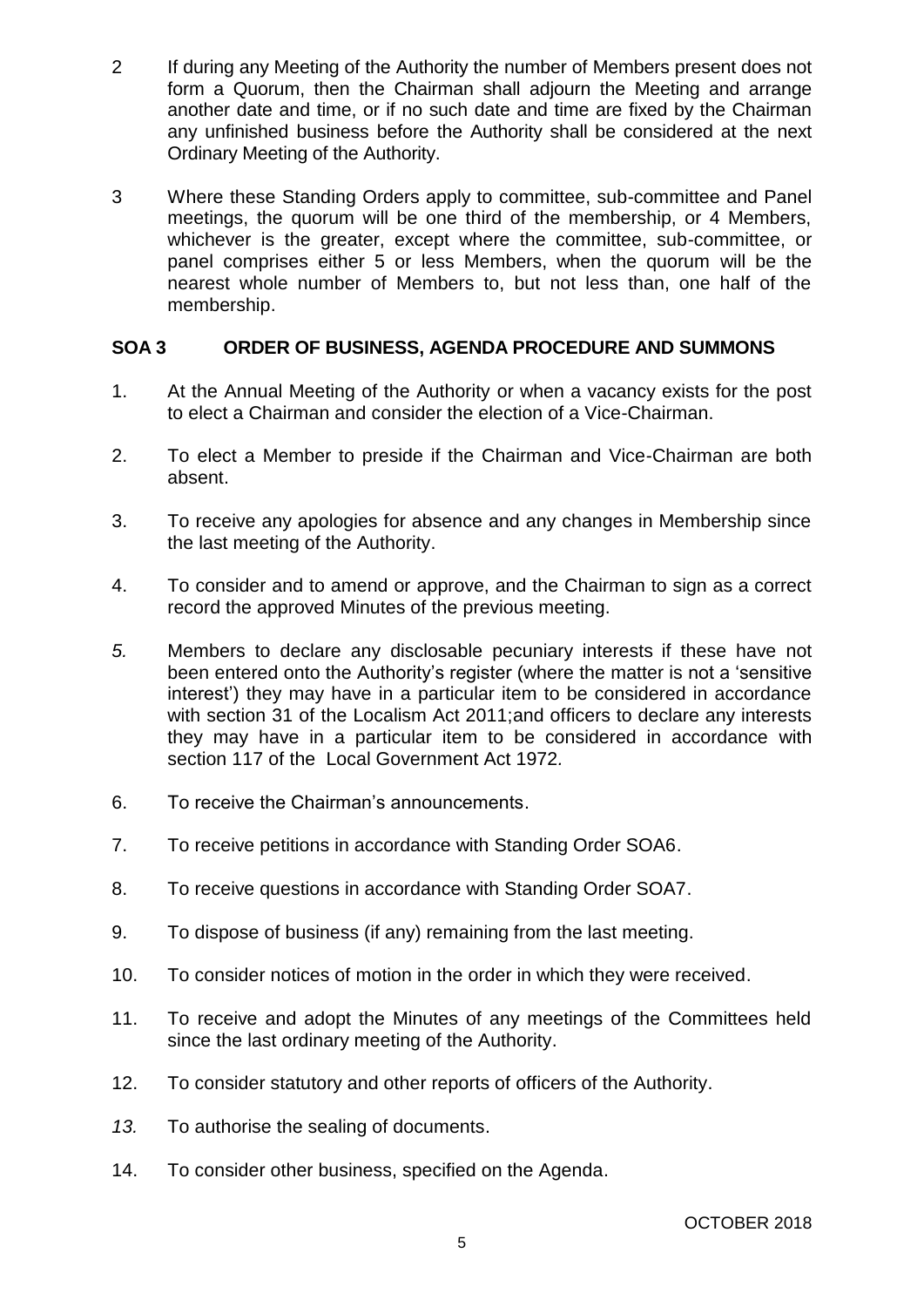2 If during any Meeting of the Authority the number of Members present does not form a Quorum, then the Chairman shall adjourn the Meeting and arrange another date and time, or if no such date and time are fixed by the Chairman any unfinished business before the Authority shall be considered at the next Ordinary Meeting of the Authority.

3 Where these Standing Orders apply to committee, sub-committee and Panel meetings, the quorum will be one third of the membership, or 4 Members, whichever is the greater, except where the committee, sub-committee, or panel comprises either 5 or less Members, when the quorum will be the nearest whole number of Members to, but not less than, one half of the membership.

## SOA 3 ORDER OF BUSINESS, AGENDA PROCEDURE AND SUMMONS

1. At the Annual Meeting of the Authority or when a vacancy exists for the post to elect a Chairman and consider the election of a Vice-Chairman.

2. To elect a Member to preside if the Chairman and Vice-Chairman are both absent.

3. To receive any apologies for absence and any changes in Membership since the last meeting of the Authority.

4. To consider and to amend or approve, and the Chairman to sign as a correct record the approved Minutes of the previous meeting.

5. Members to declare any disclosable pecuniary interests if these have not been entered onto the Authority's register (where the matter is not a 'sensitive interest') they may have in a particular item to be considered in accordance with section 31 of the Localism Act 2011;and officers to declare any interests they may have in a particular item to be considered in accordance with section 117 of the Local Government Act 1972.

6. To receive the Chairman's announcements.

7. To receive petitions in accordance with Standing Order SOA6.

8. To receive questions in accordance with Standing Order SOA7.

9. To dispose of business (if any) remaining from the last meeting.

10. To consider notices of motion in the order in which they were received.

11. To receive and adopt the Minutes of any meetings of the Committees held since the last ordinary meeting of the Authority.

12. To consider statutory and other reports of officers of the Authority.

13. To authorise the sealing of documents.

14. To consider other business, specified on the Agenda.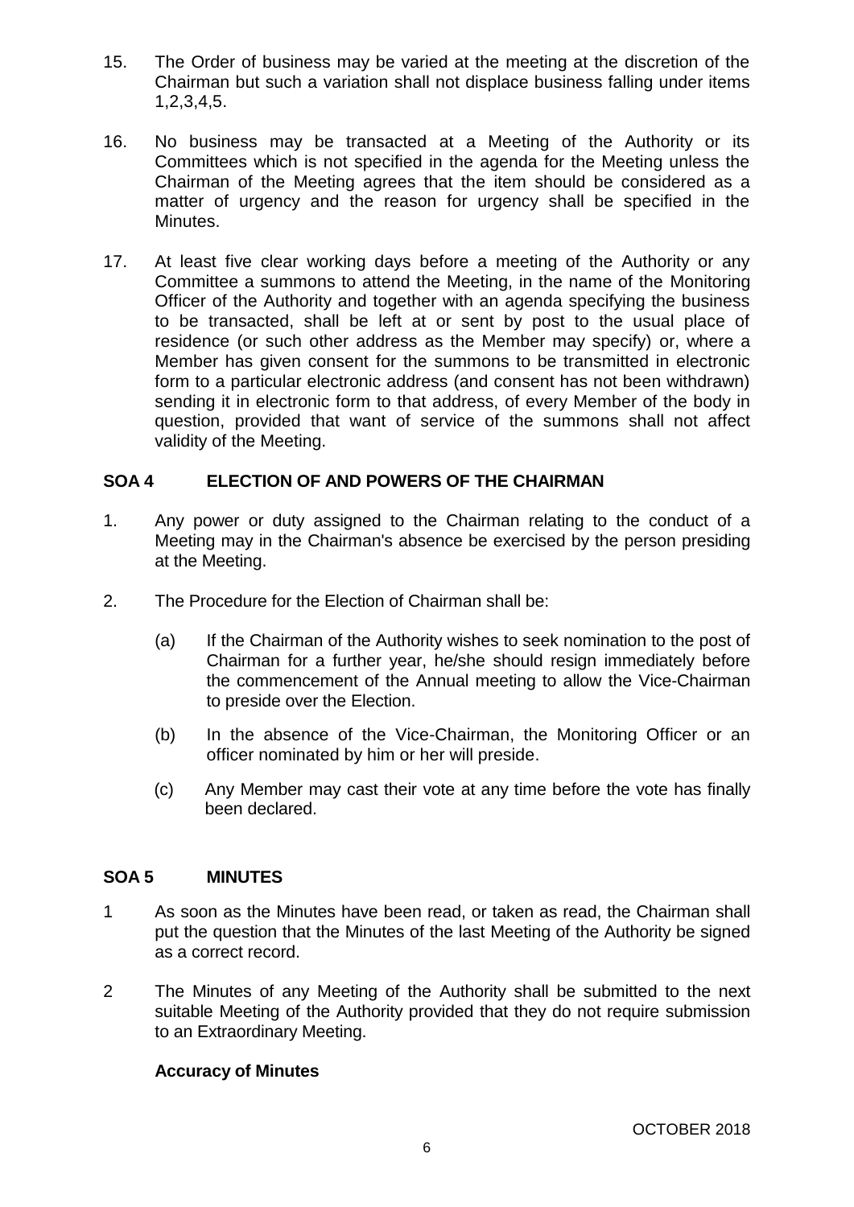15. The Order of business may be varied at the meeting at the discretion of the Chairman but such a variation shall not displace business falling under items 1,2,3,4,5.

16. No business may be transacted at a Meeting of the Authority or its Committees which is not specified in the agenda for the Meeting unless the Chairman of the Meeting agrees that the item should be considered as a matter of urgency and the reason for urgency shall be specified in the Minutes.

17. At least five clear working days before a meeting of the Authority or any Committee a summons to attend the Meeting, in the name of the Monitoring Officer of the Authority and together with an agenda specifying the business to be transacted, shall be left at or sent by post to the usual place of residence (or such other address as the Member may specify) or, where a Member has given consent for the summons to be transmitted in electronic form to a particular electronic address (and consent has not been withdrawn) sending it in electronic form to that address, of every Member of the body in question, provided that want of service of the summons shall not affect validity of the Meeting.

## SOA 4 ELECTION OF AND POWERS OF THE CHAIRMAN

1. Any power or duty assigned to the Chairman relating to the conduct of a Meeting may in the Chairman's absence be exercised by the person presiding at the Meeting.

2. The Procedure for the Election of Chairman shall be:

   (a) If the Chairman of the Authority wishes to seek nomination to the post of Chairman for a further year, he/she should resign immediately before the commencement of the Annual meeting to allow the Vice-Chairman to preside over the Election.

   (b) In the absence of the Vice-Chairman, the Monitoring Officer or an officer nominated by him or her will preside.

   (c) Any Member may cast their vote at any time before the vote has finally been declared.

## SOA 5 MINUTES

1 As soon as the Minutes have been read, or taken as read, the Chairman shall put the question that the Minutes of the last Meeting of the Authority be signed as a correct record.

2 The Minutes of any Meeting of the Authority shall be submitted to the next suitable Meeting of the Authority provided that they do not require submission to an Extraordinary Meeting.

**Accuracy of Minutes**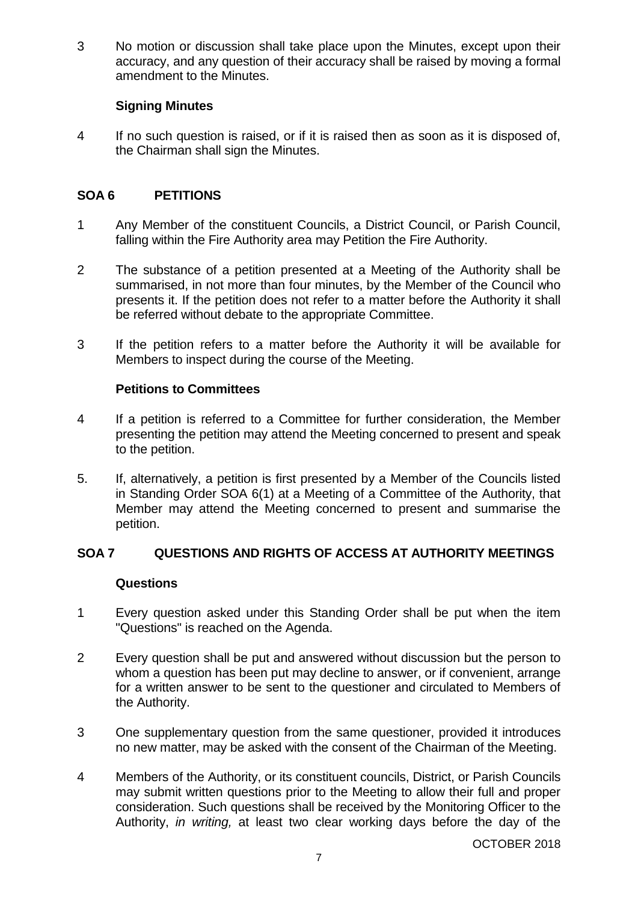3 No motion or discussion shall take place upon the Minutes, except upon their accuracy, and any question of their accuracy shall be raised by moving a formal amendment to the Minutes.

**Signing Minutes**

4 If no such question is raised, or if it is raised then as soon as it is disposed of, the Chairman shall sign the Minutes.

## SOA 6 PETITIONS

1 Any Member of the constituent Councils, a District Council, or Parish Council, falling within the Fire Authority area may Petition the Fire Authority.

2 The substance of a petition presented at a Meeting of the Authority shall be summarised, in not more than four minutes, by the Member of the Council who presents it. If the petition does not refer to a matter before the Authority it shall be referred without debate to the appropriate Committee.

3 If the petition refers to a matter before the Authority it will be available for Members to inspect during the course of the Meeting.

**Petitions to Committees**

4 If a petition is referred to a Committee for further consideration, the Member presenting the petition may attend the Meeting concerned to present and speak to the petition.

5. If, alternatively, a petition is first presented by a Member of the Councils listed in Standing Order SOA 6(1) at a Meeting of a Committee of the Authority, that Member may attend the Meeting concerned to present and summarise the petition.

## SOA 7 QUESTIONS AND RIGHTS OF ACCESS AT AUTHORITY MEETINGS

**Questions**

1 Every question asked under this Standing Order shall be put when the item "Questions" is reached on the Agenda.

2 Every question shall be put and answered without discussion but the person to whom a question has been put may decline to answer, or if convenient, arrange for a written answer to be sent to the questioner and circulated to Members of the Authority.

3 One supplementary question from the same questioner, provided it introduces no new matter, may be asked with the consent of the Chairman of the Meeting.

4 Members of the Authority, or its constituent councils, District, or Parish Councils may submit written questions prior to the Meeting to allow their full and proper consideration. Such questions shall be received by the Monitoring Officer to the Authority, *in writing,* at least two clear working days before the day of the

OCTOBER 2018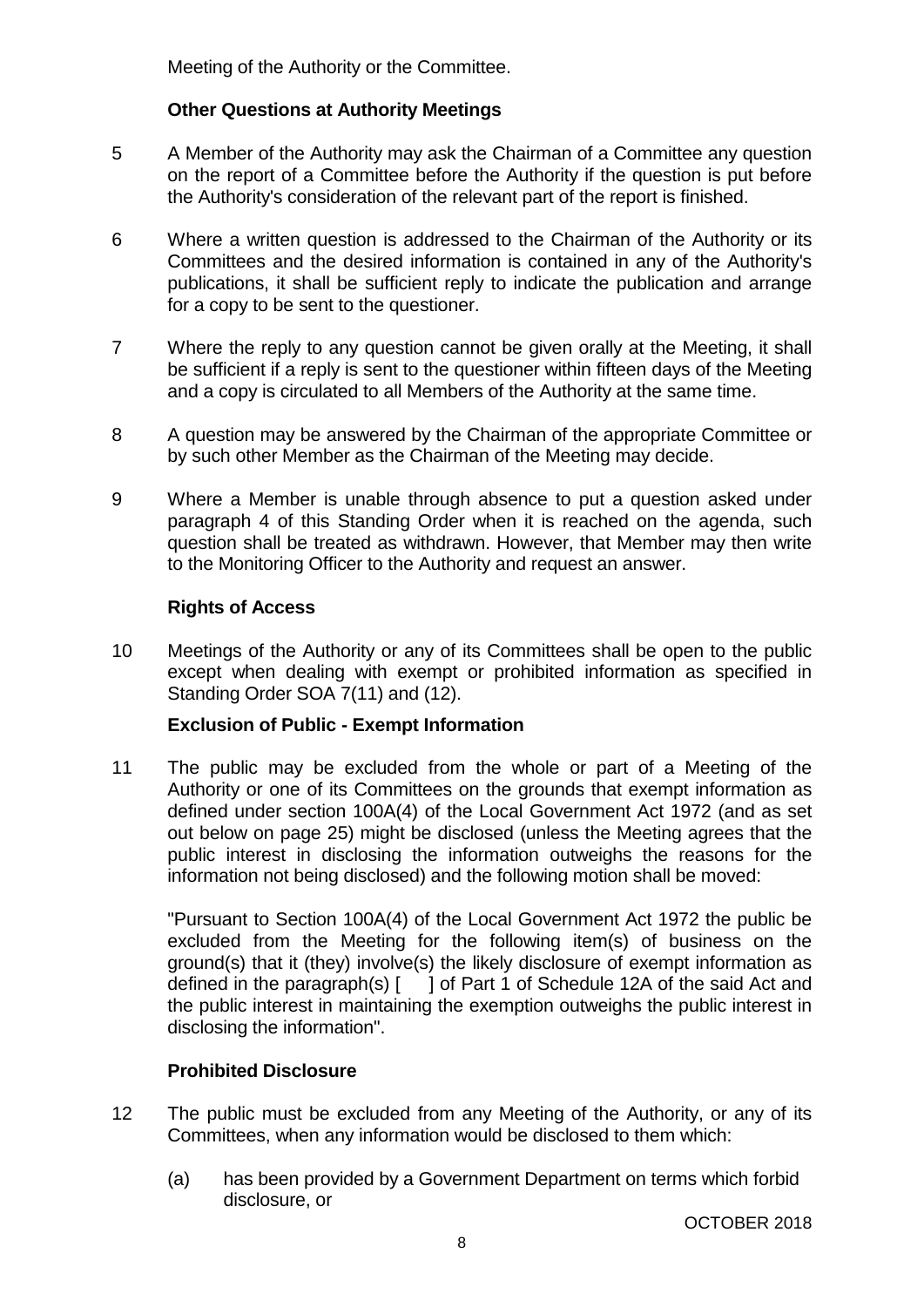Meeting of the Authority or the Committee.

**Other Questions at Authority Meetings**

5 A Member of the Authority may ask the Chairman of a Committee any question on the report of a Committee before the Authority if the question is put before the Authority's consideration of the relevant part of the report is finished.

6 Where a written question is addressed to the Chairman of the Authority or its Committees and the desired information is contained in any of the Authority's publications, it shall be sufficient reply to indicate the publication and arrange for a copy to be sent to the questioner.

7 Where the reply to any question cannot be given orally at the Meeting, it shall be sufficient if a reply is sent to the questioner within fifteen days of the Meeting and a copy is circulated to all Members of the Authority at the same time.

8 A question may be answered by the Chairman of the appropriate Committee or by such other Member as the Chairman of the Meeting may decide.

9 Where a Member is unable through absence to put a question asked under paragraph 4 of this Standing Order when it is reached on the agenda, such question shall be treated as withdrawn. However, that Member may then write to the Monitoring Officer to the Authority and request an answer.

**Rights of Access**

10 Meetings of the Authority or any of its Committees shall be open to the public except when dealing with exempt or prohibited information as specified in Standing Order SOA 7(11) and (12).

**Exclusion of Public - Exempt Information**

11 The public may be excluded from the whole or part of a Meeting of the Authority or one of its Committees on the grounds that exempt information as defined under section 100A(4) of the Local Government Act 1972 (and as set out below on page 25) might be disclosed (unless the Meeting agrees that the public interest in disclosing the information outweighs the reasons for the information not being disclosed) and the following motion shall be moved:

"Pursuant to Section 100A(4) of the Local Government Act 1972 the public be excluded from the Meeting for the following item(s) of business on the ground(s) that it (they) involve(s) the likely disclosure of exempt information as defined in the paragraph(s) [ ] of Part 1 of Schedule 12A of the said Act and the public interest in maintaining the exemption outweighs the public interest in disclosing the information".

**Prohibited Disclosure**

12 The public must be excluded from any Meeting of the Authority, or any of its Committees, when any information would be disclosed to them which:

(a) has been provided by a Government Department on terms which forbid disclosure, or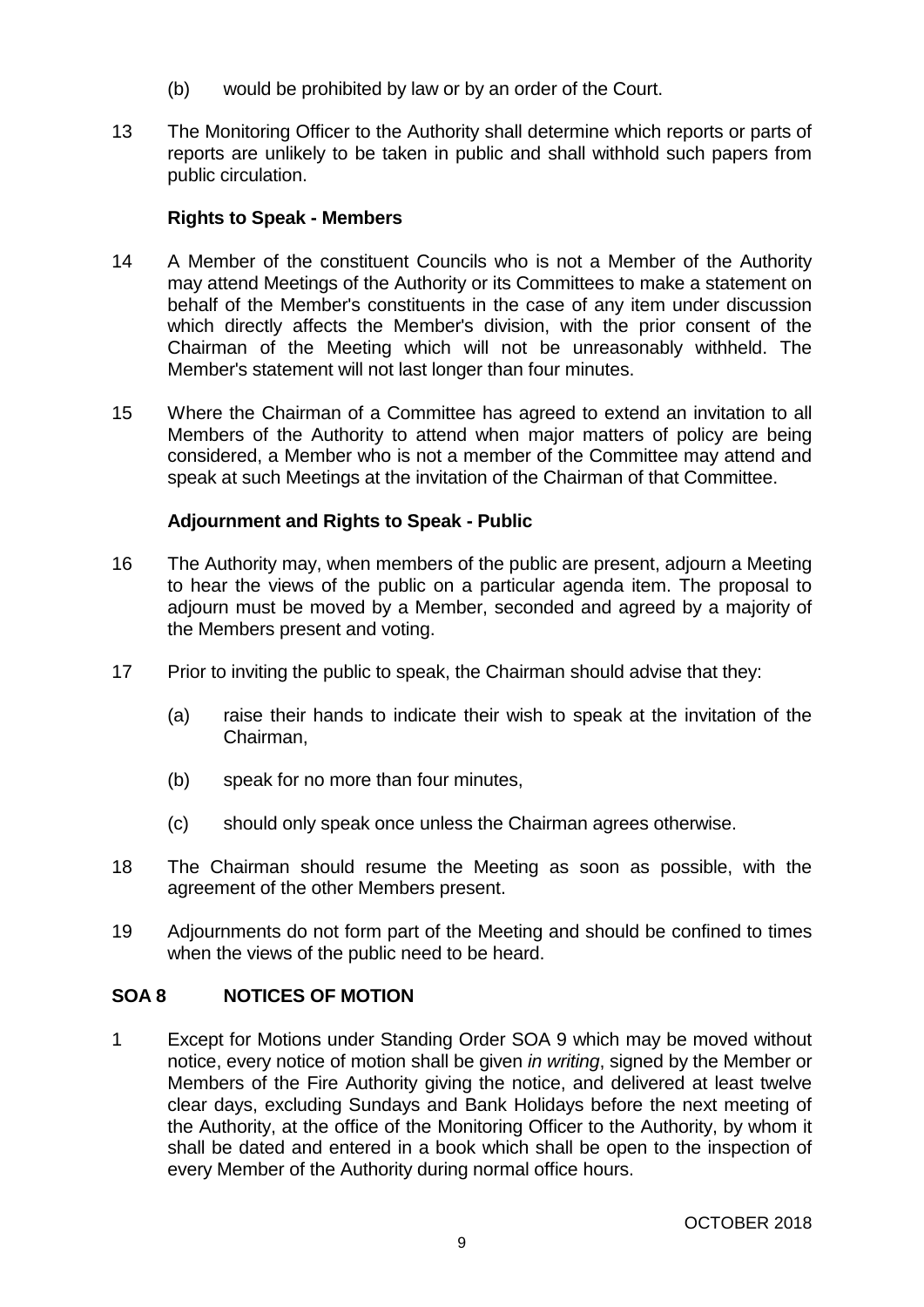(b) would be prohibited by law or by an order of the Court.

13 The Monitoring Officer to the Authority shall determine which reports or parts of reports are unlikely to be taken in public and shall withhold such papers from public circulation.

**Rights to Speak - Members**

14 A Member of the constituent Councils who is not a Member of the Authority may attend Meetings of the Authority or its Committees to make a statement on behalf of the Member's constituents in the case of any item under discussion which directly affects the Member's division, with the prior consent of the Chairman of the Meeting which will not be unreasonably withheld. The Member's statement will not last longer than four minutes.

15 Where the Chairman of a Committee has agreed to extend an invitation to all Members of the Authority to attend when major matters of policy are being considered, a Member who is not a member of the Committee may attend and speak at such Meetings at the invitation of the Chairman of that Committee.

**Adjournment and Rights to Speak - Public**

16 The Authority may, when members of the public are present, adjourn a Meeting to hear the views of the public on a particular agenda item. The proposal to adjourn must be moved by a Member, seconded and agreed by a majority of the Members present and voting.

17 Prior to inviting the public to speak, the Chairman should advise that they:

(a) raise their hands to indicate their wish to speak at the invitation of the Chairman,

(b) speak for no more than four minutes,

(c) should only speak once unless the Chairman agrees otherwise.

18 The Chairman should resume the Meeting as soon as possible, with the agreement of the other Members present.

19 Adjournments do not form part of the Meeting and should be confined to times when the views of the public need to be heard.

## SOA 8 NOTICES OF MOTION

1 Except for Motions under Standing Order SOA 9 which may be moved without notice, every notice of motion shall be given *in writing*, signed by the Member or Members of the Fire Authority giving the notice, and delivered at least twelve clear days, excluding Sundays and Bank Holidays before the next meeting of the Authority, at the office of the Monitoring Officer to the Authority, by whom it shall be dated and entered in a book which shall be open to the inspection of every Member of the Authority during normal office hours.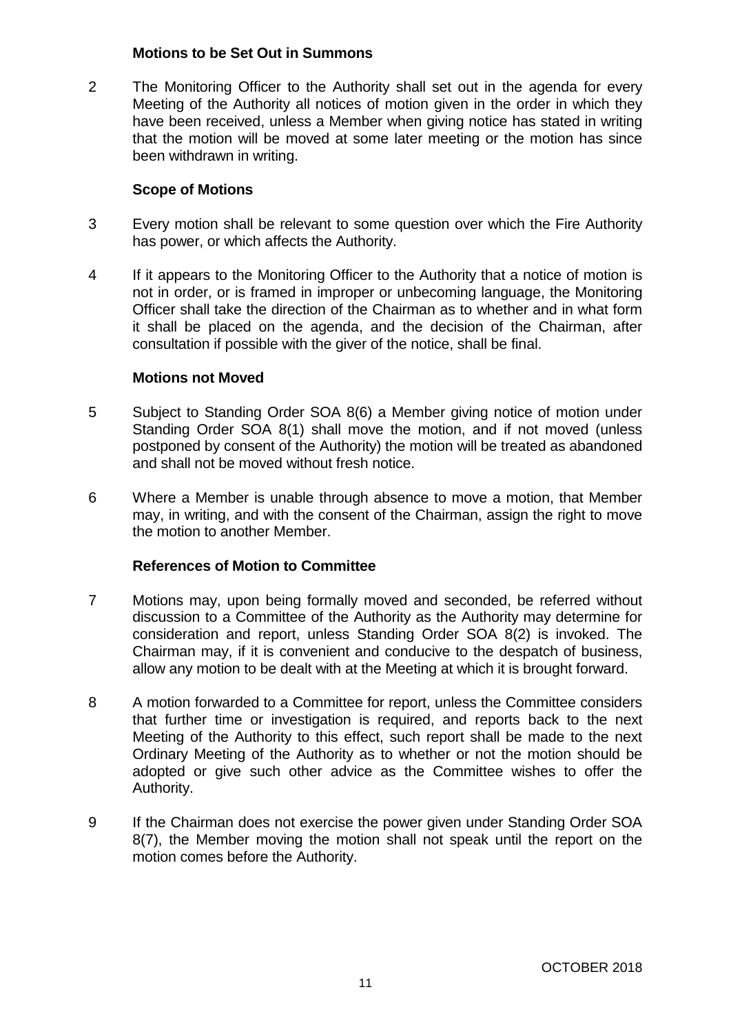### Motions to be Set Out in Summons

2 The Monitoring Officer to the Authority shall set out in the agenda for every Meeting of the Authority all notices of motion given in the order in which they have been received, unless a Member when giving notice has stated in writing that the motion will be moved at some later meeting or the motion has since been withdrawn in writing.

### Scope of Motions

3 Every motion shall be relevant to some question over which the Fire Authority has power, or which affects the Authority.

4 If it appears to the Monitoring Officer to the Authority that a notice of motion is not in order, or is framed in improper or unbecoming language, the Monitoring Officer shall take the direction of the Chairman as to whether and in what form it shall be placed on the agenda, and the decision of the Chairman, after consultation if possible with the giver of the notice, shall be final.

### Motions not Moved

5 Subject to Standing Order SOA 8(6) a Member giving notice of motion under Standing Order SOA 8(1) shall move the motion, and if not moved (unless postponed by consent of the Authority) the motion will be treated as abandoned and shall not be moved without fresh notice.

6 Where a Member is unable through absence to move a motion, that Member may, in writing, and with the consent of the Chairman, assign the right to move the motion to another Member.

### References of Motion to Committee

7 Motions may, upon being formally moved and seconded, be referred without discussion to a Committee of the Authority as the Authority may determine for consideration and report, unless Standing Order SOA 8(2) is invoked. The Chairman may, if it is convenient and conducive to the despatch of business, allow any motion to be dealt with at the Meeting at which it is brought forward.

8 A motion forwarded to a Committee for report, unless the Committee considers that further time or investigation is required, and reports back to the next Meeting of the Authority to this effect, such report shall be made to the next Ordinary Meeting of the Authority as to whether or not the motion should be adopted or give such other advice as the Committee wishes to offer the Authority.

9 If the Chairman does not exercise the power given under Standing Order SOA 8(7), the Member moving the motion shall not speak until the report on the motion comes before the Authority.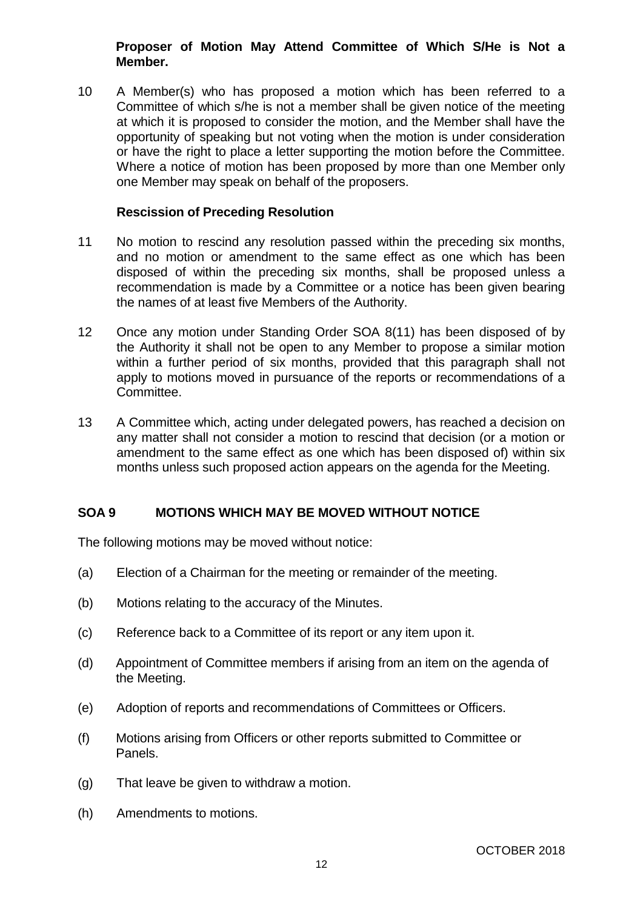**Proposer of Motion May Attend Committee of Which S/He is Not a Member.**

10 A Member(s) who has proposed a motion which has been referred to a Committee of which s/he is not a member shall be given notice of the meeting at which it is proposed to consider the motion, and the Member shall have the opportunity of speaking but not voting when the motion is under consideration or have the right to place a letter supporting the motion before the Committee. Where a notice of motion has been proposed by more than one Member only one Member may speak on behalf of the proposers.

**Rescission of Preceding Resolution**

11 No motion to rescind any resolution passed within the preceding six months, and no motion or amendment to the same effect as one which has been disposed of within the preceding six months, shall be proposed unless a recommendation is made by a Committee or a notice has been given bearing the names of at least five Members of the Authority.

12 Once any motion under Standing Order SOA 8(11) has been disposed of by the Authority it shall not be open to any Member to propose a similar motion within a further period of six months, provided that this paragraph shall not apply to motions moved in pursuance of the reports or recommendations of a Committee.

13 A Committee which, acting under delegated powers, has reached a decision on any matter shall not consider a motion to rescind that decision (or a motion or amendment to the same effect as one which has been disposed of) within six months unless such proposed action appears on the agenda for the Meeting.

## SOA 9 MOTIONS WHICH MAY BE MOVED WITHOUT NOTICE

The following motions may be moved without notice:

(a) Election of a Chairman for the meeting or remainder of the meeting.

(b) Motions relating to the accuracy of the Minutes.

(c) Reference back to a Committee of its report or any item upon it.

(d) Appointment of Committee members if arising from an item on the agenda of the Meeting.

(e) Adoption of reports and recommendations of Committees or Officers.

(f) Motions arising from Officers or other reports submitted to Committee or Panels.

(g) That leave be given to withdraw a motion.

(h) Amendments to motions.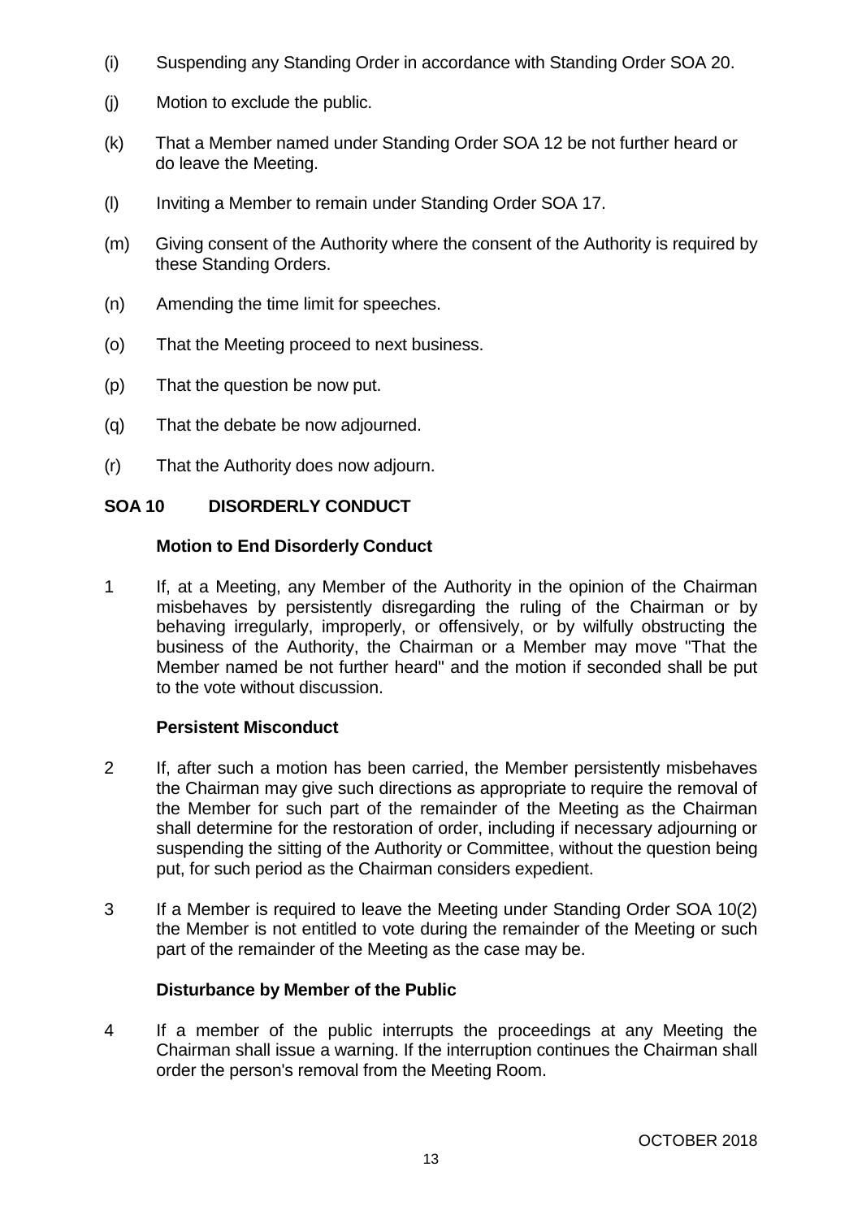(i) Suspending any Standing Order in accordance with Standing Order SOA 20.

(j) Motion to exclude the public.

(k) That a Member named under Standing Order SOA 12 be not further heard or do leave the Meeting.

(l) Inviting a Member to remain under Standing Order SOA 17.

(m) Giving consent of the Authority where the consent of the Authority is required by these Standing Orders.

(n) Amending the time limit for speeches.

(o) That the Meeting proceed to next business.

(p) That the question be now put.

(q) That the debate be now adjourned.

(r) That the Authority does now adjourn.

## SOA 10 DISORDERLY CONDUCT

### Motion to End Disorderly Conduct

1 If, at a Meeting, any Member of the Authority in the opinion of the Chairman misbehaves by persistently disregarding the ruling of the Chairman or by behaving irregularly, improperly, or offensively, or by wilfully obstructing the business of the Authority, the Chairman or a Member may move "That the Member named be not further heard" and the motion if seconded shall be put to the vote without discussion.

### Persistent Misconduct

2 If, after such a motion has been carried, the Member persistently misbehaves the Chairman may give such directions as appropriate to require the removal of the Member for such part of the remainder of the Meeting as the Chairman shall determine for the restoration of order, including if necessary adjourning or suspending the sitting of the Authority or Committee, without the question being put, for such period as the Chairman considers expedient.

3 If a Member is required to leave the Meeting under Standing Order SOA 10(2) the Member is not entitled to vote during the remainder of the Meeting or such part of the remainder of the Meeting as the case may be.

### Disturbance by Member of the Public

4 If a member of the public interrupts the proceedings at any Meeting the Chairman shall issue a warning. If the interruption continues the Chairman shall order the person's removal from the Meeting Room.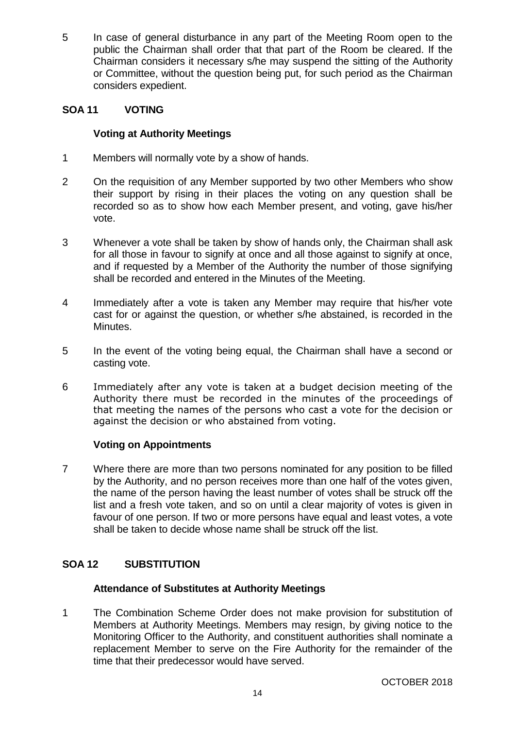5 In case of general disturbance in any part of the Meeting Room open to the public the Chairman shall order that that part of the Room be cleared. If the Chairman considers it necessary s/he may suspend the sitting of the Authority or Committee, without the question being put, for such period as the Chairman considers expedient.

## SOA 11 VOTING

### Voting at Authority Meetings

1 Members will normally vote by a show of hands.

2 On the requisition of any Member supported by two other Members who show their support by rising in their places the voting on any question shall be recorded so as to show how each Member present, and voting, gave his/her vote.

3 Whenever a vote shall be taken by show of hands only, the Chairman shall ask for all those in favour to signify at once and all those against to signify at once, and if requested by a Member of the Authority the number of those signifying shall be recorded and entered in the Minutes of the Meeting.

4 Immediately after a vote is taken any Member may require that his/her vote cast for or against the question, or whether s/he abstained, is recorded in the Minutes.

5 In the event of the voting being equal, the Chairman shall have a second or casting vote.

6 Immediately after any vote is taken at a budget decision meeting of the Authority there must be recorded in the minutes of the proceedings of that meeting the names of the persons who cast a vote for the decision or against the decision or who abstained from voting.

### Voting on Appointments

7 Where there are more than two persons nominated for any position to be filled by the Authority, and no person receives more than one half of the votes given, the name of the person having the least number of votes shall be struck off the list and a fresh vote taken, and so on until a clear majority of votes is given in favour of one person. If two or more persons have equal and least votes, a vote shall be taken to decide whose name shall be struck off the list.

## SOA 12 SUBSTITUTION

### Attendance of Substitutes at Authority Meetings

1 The Combination Scheme Order does not make provision for substitution of Members at Authority Meetings. Members may resign, by giving notice to the Monitoring Officer to the Authority, and constituent authorities shall nominate a replacement Member to serve on the Fire Authority for the remainder of the time that their predecessor would have served.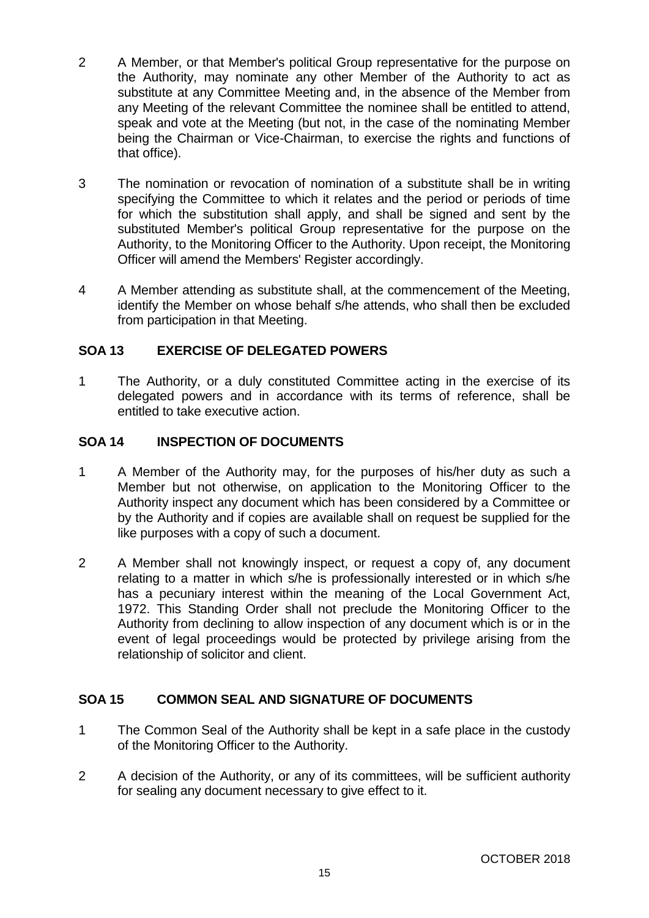2 A Member, or that Member's political Group representative for the purpose on the Authority, may nominate any other Member of the Authority to act as substitute at any Committee Meeting and, in the absence of the Member from any Meeting of the relevant Committee the nominee shall be entitled to attend, speak and vote at the Meeting (but not, in the case of the nominating Member being the Chairman or Vice-Chairman, to exercise the rights and functions of that office).

3 The nomination or revocation of nomination of a substitute shall be in writing specifying the Committee to which it relates and the period or periods of time for which the substitution shall apply, and shall be signed and sent by the substituted Member's political Group representative for the purpose on the Authority, to the Monitoring Officer to the Authority. Upon receipt, the Monitoring Officer will amend the Members' Register accordingly.

4 A Member attending as substitute shall, at the commencement of the Meeting, identify the Member on whose behalf s/he attends, who shall then be excluded from participation in that Meeting.

## SOA 13 EXERCISE OF DELEGATED POWERS

1 The Authority, or a duly constituted Committee acting in the exercise of its delegated powers and in accordance with its terms of reference, shall be entitled to take executive action.

## SOA 14 INSPECTION OF DOCUMENTS

1 A Member of the Authority may, for the purposes of his/her duty as such a Member but not otherwise, on application to the Monitoring Officer to the Authority inspect any document which has been considered by a Committee or by the Authority and if copies are available shall on request be supplied for the like purposes with a copy of such a document.

2 A Member shall not knowingly inspect, or request a copy of, any document relating to a matter in which s/he is professionally interested or in which s/he has a pecuniary interest within the meaning of the Local Government Act, 1972. This Standing Order shall not preclude the Monitoring Officer to the Authority from declining to allow inspection of any document which is or in the event of legal proceedings would be protected by privilege arising from the relationship of solicitor and client.

## SOA 15 COMMON SEAL AND SIGNATURE OF DOCUMENTS

1 The Common Seal of the Authority shall be kept in a safe place in the custody of the Monitoring Officer to the Authority.

2 A decision of the Authority, or any of its committees, will be sufficient authority for sealing any document necessary to give effect to it.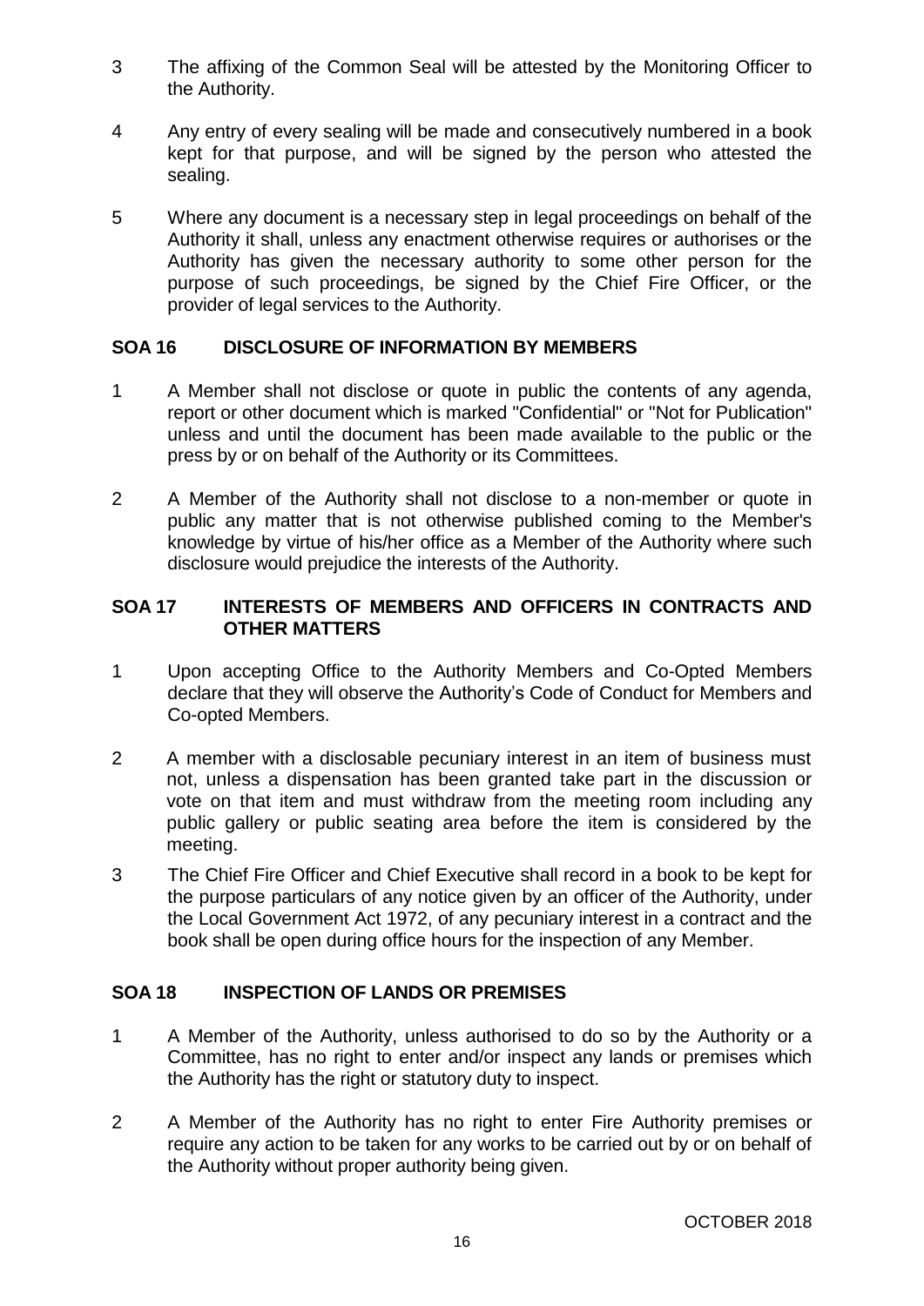3 The affixing of the Common Seal will be attested by the Monitoring Officer to the Authority.

4 Any entry of every sealing will be made and consecutively numbered in a book kept for that purpose, and will be signed by the person who attested the sealing.

5 Where any document is a necessary step in legal proceedings on behalf of the Authority it shall, unless any enactment otherwise requires or authorises or the Authority has given the necessary authority to some other person for the purpose of such proceedings, be signed by the Chief Fire Officer, or the provider of legal services to the Authority.

## SOA 16 DISCLOSURE OF INFORMATION BY MEMBERS

1 A Member shall not disclose or quote in public the contents of any agenda, report or other document which is marked "Confidential" or "Not for Publication" unless and until the document has been made available to the public or the press by or on behalf of the Authority or its Committees.

2 A Member of the Authority shall not disclose to a non-member or quote in public any matter that is not otherwise published coming to the Member's knowledge by virtue of his/her office as a Member of the Authority where such disclosure would prejudice the interests of the Authority.

## SOA 17 INTERESTS OF MEMBERS AND OFFICERS IN CONTRACTS AND OTHER MATTERS

1 Upon accepting Office to the Authority Members and Co-Opted Members declare that they will observe the Authority's Code of Conduct for Members and Co-opted Members.

2 A member with a disclosable pecuniary interest in an item of business must not, unless a dispensation has been granted take part in the discussion or vote on that item and must withdraw from the meeting room including any public gallery or public seating area before the item is considered by the meeting.

3 The Chief Fire Officer and Chief Executive shall record in a book to be kept for the purpose particulars of any notice given by an officer of the Authority, under the Local Government Act 1972, of any pecuniary interest in a contract and the book shall be open during office hours for the inspection of any Member.

## SOA 18 INSPECTION OF LANDS OR PREMISES

1 A Member of the Authority, unless authorised to do so by the Authority or a Committee, has no right to enter and/or inspect any lands or premises which the Authority has the right or statutory duty to inspect.

2 A Member of the Authority has no right to enter Fire Authority premises or require any action to be taken for any works to be carried out by or on behalf of the Authority without proper authority being given.

OCTOBER 2018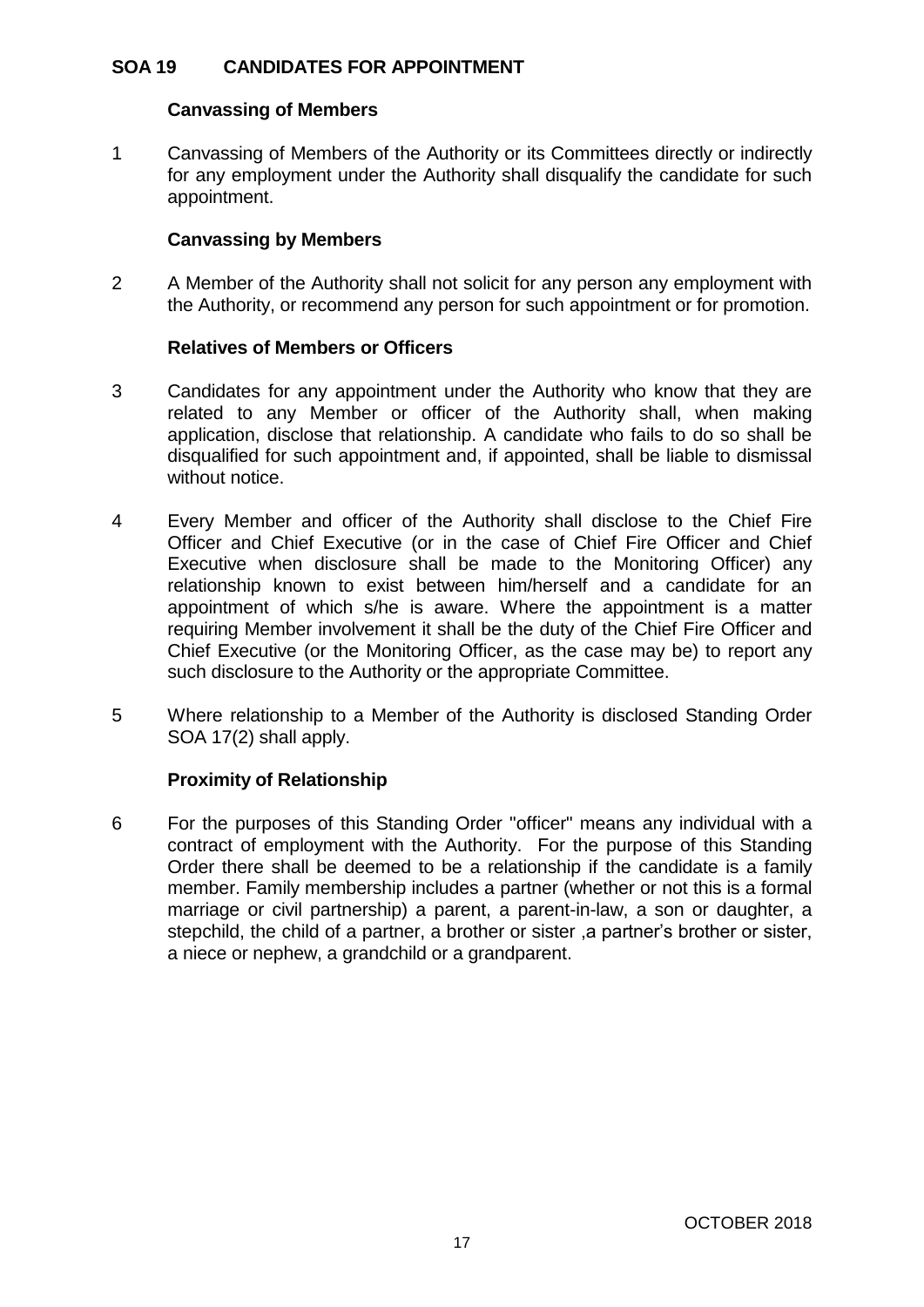## SOA 19 CANDIDATES FOR APPOINTMENT

### Canvassing of Members

1 Canvassing of Members of the Authority or its Committees directly or indirectly for any employment under the Authority shall disqualify the candidate for such appointment.

### Canvassing by Members

2 A Member of the Authority shall not solicit for any person any employment with the Authority, or recommend any person for such appointment or for promotion.

### Relatives of Members or Officers

3 Candidates for any appointment under the Authority who know that they are related to any Member or officer of the Authority shall, when making application, disclose that relationship. A candidate who fails to do so shall be disqualified for such appointment and, if appointed, shall be liable to dismissal without notice.

4 Every Member and officer of the Authority shall disclose to the Chief Fire Officer and Chief Executive (or in the case of Chief Fire Officer and Chief Executive when disclosure shall be made to the Monitoring Officer) any relationship known to exist between him/herself and a candidate for an appointment of which s/he is aware. Where the appointment is a matter requiring Member involvement it shall be the duty of the Chief Fire Officer and Chief Executive (or the Monitoring Officer, as the case may be) to report any such disclosure to the Authority or the appropriate Committee.

5 Where relationship to a Member of the Authority is disclosed Standing Order SOA 17(2) shall apply.

### Proximity of Relationship

6 For the purposes of this Standing Order "officer" means any individual with a contract of employment with the Authority. For the purpose of this Standing Order there shall be deemed to be a relationship if the candidate is a family member. Family membership includes a partner (whether or not this is a formal marriage or civil partnership) a parent, a parent-in-law, a son or daughter, a stepchild, the child of a partner, a brother or sister ,a partner's brother or sister, a niece or nephew, a grandchild or a grandparent.

OCTOBER 2018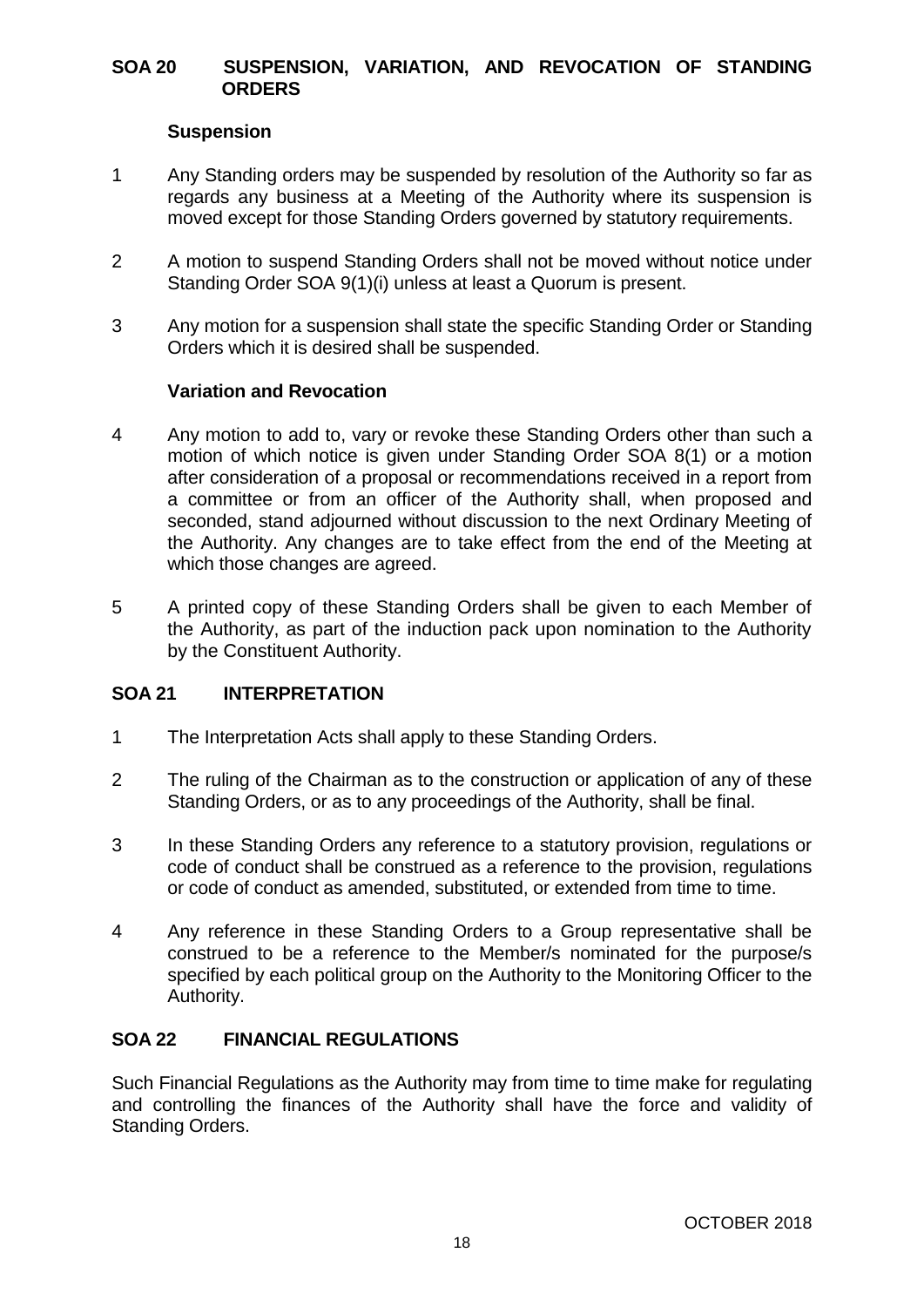## SOA 20 SUSPENSION, VARIATION, AND REVOCATION OF STANDING ORDERS

### Suspension

1 Any Standing orders may be suspended by resolution of the Authority so far as regards any business at a Meeting of the Authority where its suspension is moved except for those Standing Orders governed by statutory requirements.

2 A motion to suspend Standing Orders shall not be moved without notice under Standing Order SOA 9(1)(i) unless at least a Quorum is present.

3 Any motion for a suspension shall state the specific Standing Order or Standing Orders which it is desired shall be suspended.

### Variation and Revocation

4 Any motion to add to, vary or revoke these Standing Orders other than such a motion of which notice is given under Standing Order SOA 8(1) or a motion after consideration of a proposal or recommendations received in a report from a committee or from an officer of the Authority shall, when proposed and seconded, stand adjourned without discussion to the next Ordinary Meeting of the Authority. Any changes are to take effect from the end of the Meeting at which those changes are agreed.

5 A printed copy of these Standing Orders shall be given to each Member of the Authority, as part of the induction pack upon nomination to the Authority by the Constituent Authority.

## SOA 21 INTERPRETATION

1 The Interpretation Acts shall apply to these Standing Orders.

2 The ruling of the Chairman as to the construction or application of any of these Standing Orders, or as to any proceedings of the Authority, shall be final.

3 In these Standing Orders any reference to a statutory provision, regulations or code of conduct shall be construed as a reference to the provision, regulations or code of conduct as amended, substituted, or extended from time to time.

4 Any reference in these Standing Orders to a Group representative shall be construed to be a reference to the Member/s nominated for the purpose/s specified by each political group on the Authority to the Monitoring Officer to the Authority.

## SOA 22 FINANCIAL REGULATIONS

Such Financial Regulations as the Authority may from time to time make for regulating and controlling the finances of the Authority shall have the force and validity of Standing Orders.

OCTOBER 2018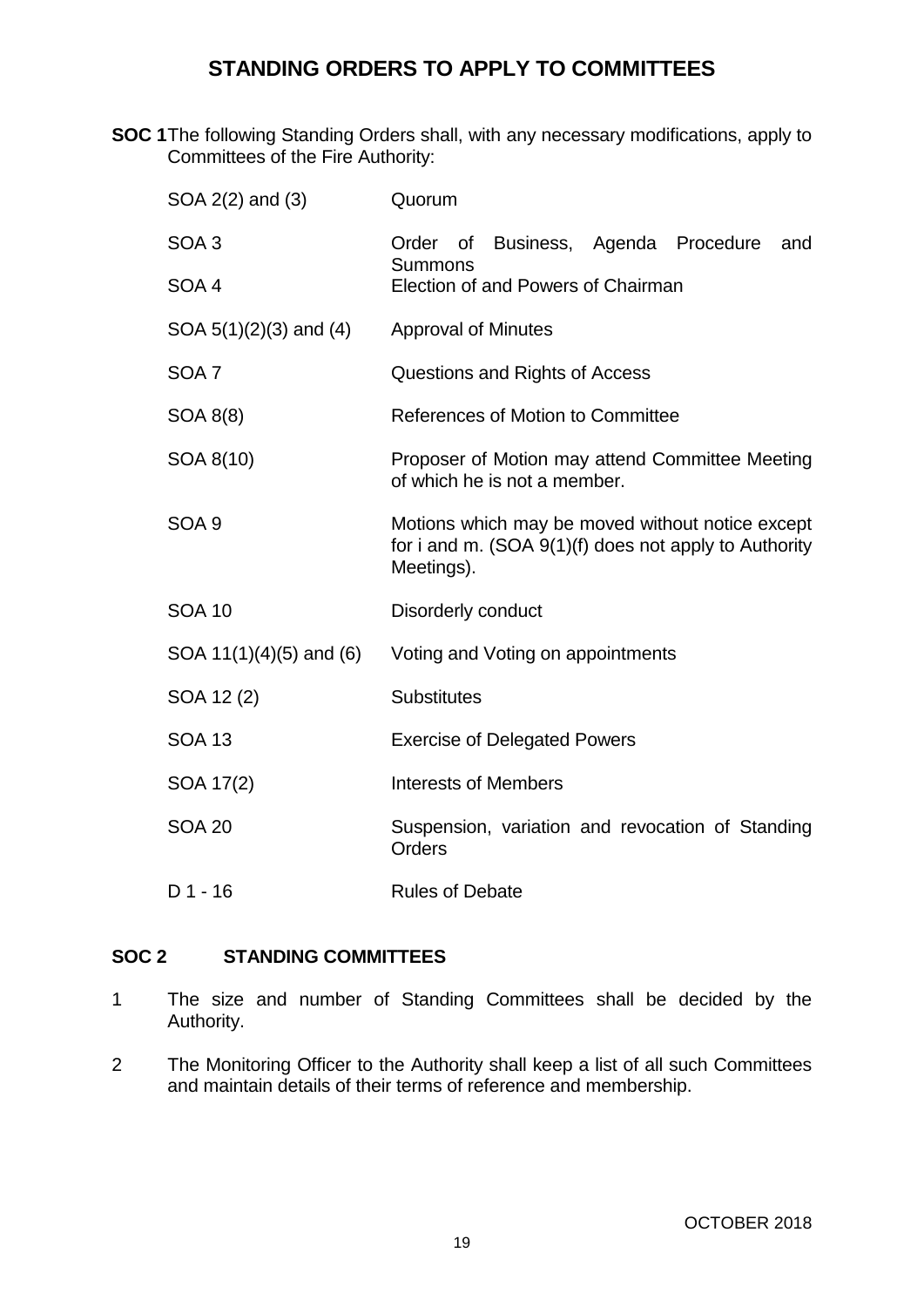# STANDING ORDERS TO APPLY TO COMMITTEES

**SOC 1** The following Standing Orders shall, with any necessary modifications, apply to Committees of the Fire Authority:

| | |
|---|---|
| SOA 2(2) and (3) | Quorum |
| SOA 3 | Order of Business, Agenda Procedure and Summons |
| SOA 4 | Election of and Powers of Chairman |
| SOA 5(1)(2)(3) and (4) | Approval of Minutes |
| SOA 7 | Questions and Rights of Access |
| SOA 8(8) | References of Motion to Committee |
| SOA 8(10) | Proposer of Motion may attend Committee Meeting of which he is not a member. |
| SOA 9 | Motions which may be moved without notice except for i and m. (SOA 9(1)(f) does not apply to Authority Meetings). |
| SOA 10 | Disorderly conduct |
| SOA 11(1)(4)(5) and (6) | Voting and Voting on appointments |
| SOA 12 (2) | Substitutes |
| SOA 13 | Exercise of Delegated Powers |
| SOA 17(2) | Interests of Members |
| SOA 20 | Suspension, variation and revocation of Standing Orders |
| D 1 - 16 | Rules of Debate |

## SOC 2 STANDING COMMITTEES

1. The size and number of Standing Committees shall be decided by the Authority.
2. The Monitoring Officer to the Authority shall keep a list of all such Committees and maintain details of their terms of reference and membership.

OCTOBER 2018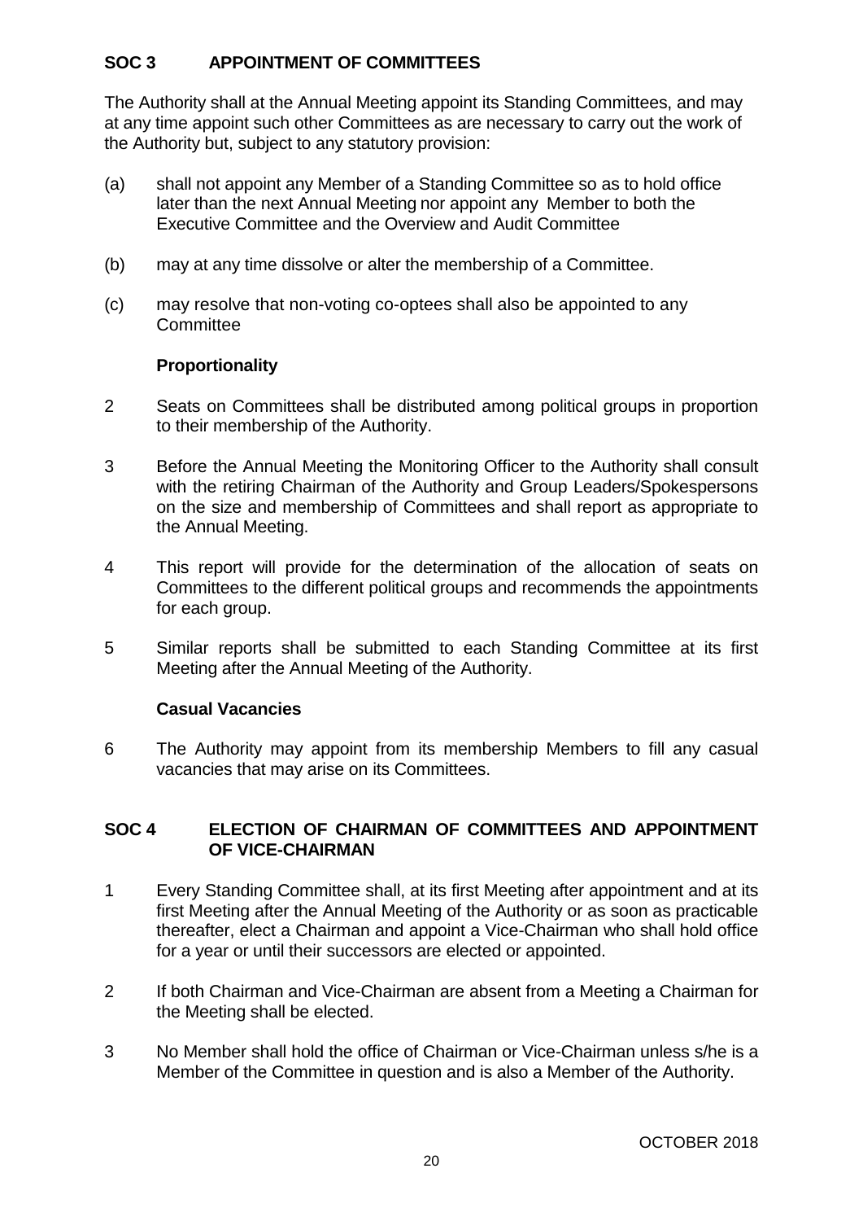## SOC 3 APPOINTMENT OF COMMITTEES

The Authority shall at the Annual Meeting appoint its Standing Committees, and may at any time appoint such other Committees as are necessary to carry out the work of the Authority but, subject to any statutory provision:

(a) shall not appoint any Member of a Standing Committee so as to hold office later than the next Annual Meeting nor appoint any Member to both the Executive Committee and the Overview and Audit Committee

(b) may at any time dissolve or alter the membership of a Committee.

(c) may resolve that non-voting co-optees shall also be appointed to any Committee

**Proportionality**

2 Seats on Committees shall be distributed among political groups in proportion to their membership of the Authority.

3 Before the Annual Meeting the Monitoring Officer to the Authority shall consult with the retiring Chairman of the Authority and Group Leaders/Spokespersons on the size and membership of Committees and shall report as appropriate to the Annual Meeting.

4 This report will provide for the determination of the allocation of seats on Committees to the different political groups and recommends the appointments for each group.

5 Similar reports shall be submitted to each Standing Committee at its first Meeting after the Annual Meeting of the Authority.

**Casual Vacancies**

6 The Authority may appoint from its membership Members to fill any casual vacancies that may arise on its Committees.

## SOC 4 ELECTION OF CHAIRMAN OF COMMITTEES AND APPOINTMENT OF VICE-CHAIRMAN

1 Every Standing Committee shall, at its first Meeting after appointment and at its first Meeting after the Annual Meeting of the Authority or as soon as practicable thereafter, elect a Chairman and appoint a Vice-Chairman who shall hold office for a year or until their successors are elected or appointed.

2 If both Chairman and Vice-Chairman are absent from a Meeting a Chairman for the Meeting shall be elected.

3 No Member shall hold the office of Chairman or Vice-Chairman unless s/he is a Member of the Committee in question and is also a Member of the Authority.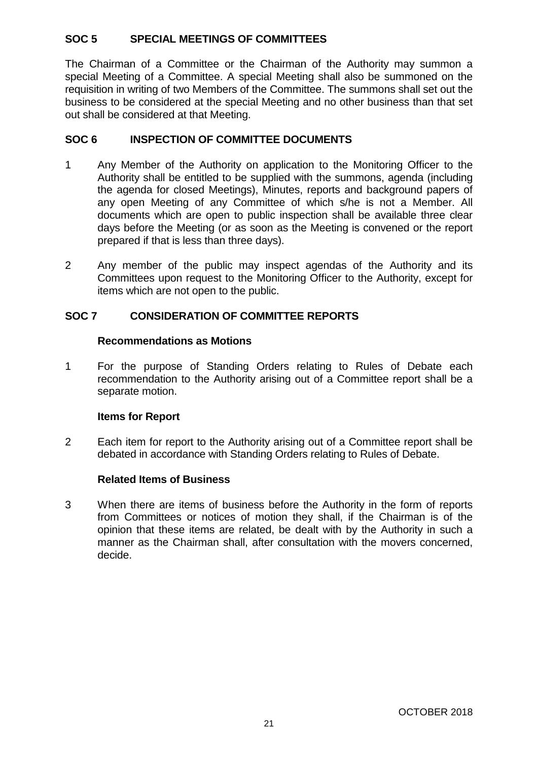## SOC 5 SPECIAL MEETINGS OF COMMITTEES

The Chairman of a Committee or the Chairman of the Authority may summon a special Meeting of a Committee. A special Meeting shall also be summoned on the requisition in writing of two Members of the Committee. The summons shall set out the business to be considered at the special Meeting and no other business than that set out shall be considered at that Meeting.

## SOC 6 INSPECTION OF COMMITTEE DOCUMENTS

1. Any Member of the Authority on application to the Monitoring Officer to the Authority shall be entitled to be supplied with the summons, agenda (including the agenda for closed Meetings), Minutes, reports and background papers of any open Meeting of any Committee of which s/he is not a Member. All documents which are open to public inspection shall be available three clear days before the Meeting (or as soon as the Meeting is convened or the report prepared if that is less than three days).

2. Any member of the public may inspect agendas of the Authority and its Committees upon request to the Monitoring Officer to the Authority, except for items which are not open to the public.

## SOC 7 CONSIDERATION OF COMMITTEE REPORTS

### Recommendations as Motions

1. For the purpose of Standing Orders relating to Rules of Debate each recommendation to the Authority arising out of a Committee report shall be a separate motion.

### Items for Report

2. Each item for report to the Authority arising out of a Committee report shall be debated in accordance with Standing Orders relating to Rules of Debate.

### Related Items of Business

3. When there are items of business before the Authority in the form of reports from Committees or notices of motion they shall, if the Chairman is of the opinion that these items are related, be dealt with by the Authority in such a manner as the Chairman shall, after consultation with the movers concerned, decide.

OCTOBER 2018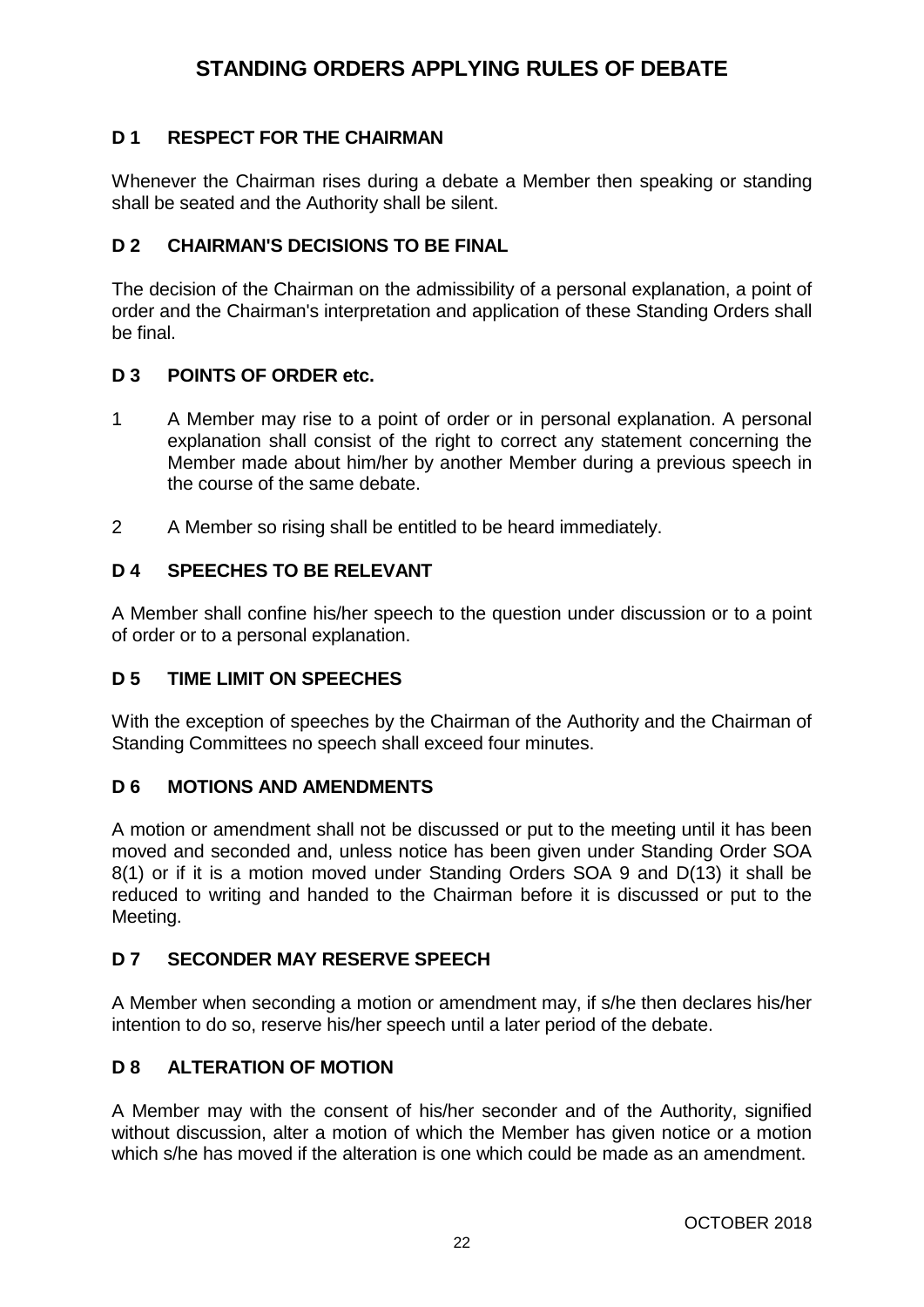# STANDING ORDERS APPLYING RULES OF DEBATE

## D 1 RESPECT FOR THE CHAIRMAN

Whenever the Chairman rises during a debate a Member then speaking or standing shall be seated and the Authority shall be silent.

## D 2 CHAIRMAN'S DECISIONS TO BE FINAL

The decision of the Chairman on the admissibility of a personal explanation, a point of order and the Chairman's interpretation and application of these Standing Orders shall be final.

## D 3 POINTS OF ORDER etc.

1 A Member may rise to a point of order or in personal explanation. A personal explanation shall consist of the right to correct any statement concerning the Member made about him/her by another Member during a previous speech in the course of the same debate.

2 A Member so rising shall be entitled to be heard immediately.

## D 4 SPEECHES TO BE RELEVANT

A Member shall confine his/her speech to the question under discussion or to a point of order or to a personal explanation.

## D 5 TIME LIMIT ON SPEECHES

With the exception of speeches by the Chairman of the Authority and the Chairman of Standing Committees no speech shall exceed four minutes.

## D 6 MOTIONS AND AMENDMENTS

A motion or amendment shall not be discussed or put to the meeting until it has been moved and seconded and, unless notice has been given under Standing Order SOA 8(1) or if it is a motion moved under Standing Orders SOA 9 and D(13) it shall be reduced to writing and handed to the Chairman before it is discussed or put to the Meeting.

## D 7 SECONDER MAY RESERVE SPEECH

A Member when seconding a motion or amendment may, if s/he then declares his/her intention to do so, reserve his/her speech until a later period of the debate.

## D 8 ALTERATION OF MOTION

A Member may with the consent of his/her seconder and of the Authority, signified without discussion, alter a motion of which the Member has given notice or a motion which s/he has moved if the alteration is one which could be made as an amendment.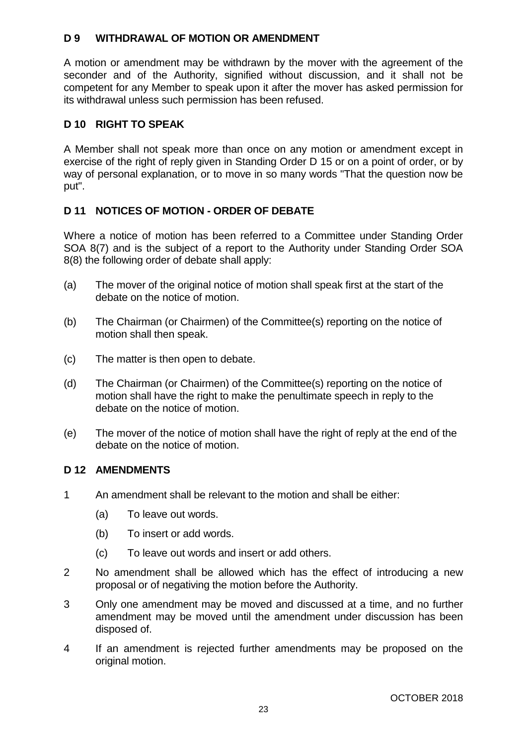## D 9 WITHDRAWAL OF MOTION OR AMENDMENT

A motion or amendment may be withdrawn by the mover with the agreement of the seconder and of the Authority, signified without discussion, and it shall not be competent for any Member to speak upon it after the mover has asked permission for its withdrawal unless such permission has been refused.

## D 10 RIGHT TO SPEAK

A Member shall not speak more than once on any motion or amendment except in exercise of the right of reply given in Standing Order D 15 or on a point of order, or by way of personal explanation, or to move in so many words "That the question now be put".

## D 11 NOTICES OF MOTION - ORDER OF DEBATE

Where a notice of motion has been referred to a Committee under Standing Order SOA 8(7) and is the subject of a report to the Authority under Standing Order SOA 8(8) the following order of debate shall apply:

(a) The mover of the original notice of motion shall speak first at the start of the debate on the notice of motion.

(b) The Chairman (or Chairmen) of the Committee(s) reporting on the notice of motion shall then speak.

(c) The matter is then open to debate.

(d) The Chairman (or Chairmen) of the Committee(s) reporting on the notice of motion shall have the right to make the penultimate speech in reply to the debate on the notice of motion.

(e) The mover of the notice of motion shall have the right of reply at the end of the debate on the notice of motion.

## D 12 AMENDMENTS

1 An amendment shall be relevant to the motion and shall be either:

   (a) To leave out words.

   (b) To insert or add words.

   (c) To leave out words and insert or add others.

2 No amendment shall be allowed which has the effect of introducing a new proposal or of negativing the motion before the Authority.

3 Only one amendment may be moved and discussed at a time, and no further amendment may be moved until the amendment under discussion has been disposed of.

4 If an amendment is rejected further amendments may be proposed on the original motion.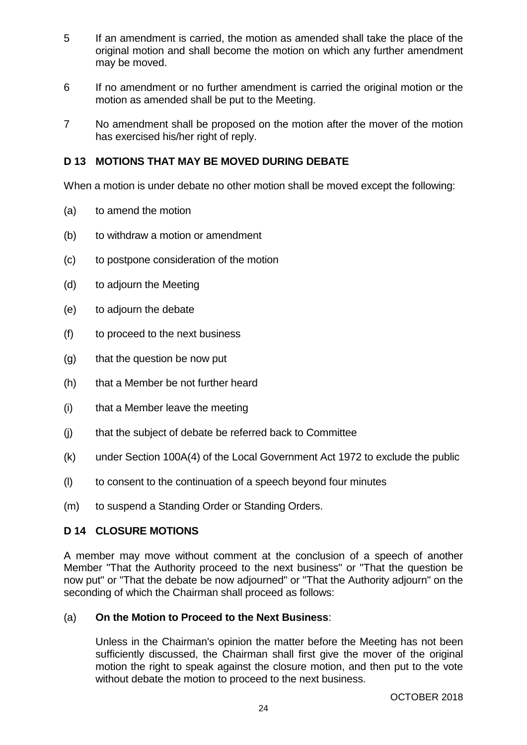5 If an amendment is carried, the motion as amended shall take the place of the original motion and shall become the motion on which any further amendment may be moved.

6 If no amendment or no further amendment is carried the original motion or the motion as amended shall be put to the Meeting.

7 No amendment shall be proposed on the motion after the mover of the motion has exercised his/her right of reply.

## D 13 MOTIONS THAT MAY BE MOVED DURING DEBATE

When a motion is under debate no other motion shall be moved except the following:

(a) to amend the motion

(b) to withdraw a motion or amendment

(c) to postpone consideration of the motion

(d) to adjourn the Meeting

(e) to adjourn the debate

(f) to proceed to the next business

(g) that the question be now put

(h) that a Member be not further heard

(i) that a Member leave the meeting

(j) that the subject of debate be referred back to Committee

(k) under Section 100A(4) of the Local Government Act 1972 to exclude the public

(l) to consent to the continuation of a speech beyond four minutes

(m) to suspend a Standing Order or Standing Orders.

## D 14 CLOSURE MOTIONS

A member may move without comment at the conclusion of a speech of another Member "That the Authority proceed to the next business" or "That the question be now put" or "That the debate be now adjourned" or "That the Authority adjourn" on the seconding of which the Chairman shall proceed as follows:

(a) **On the Motion to Proceed to the Next Business**:

Unless in the Chairman's opinion the matter before the Meeting has not been sufficiently discussed, the Chairman shall first give the mover of the original motion the right to speak against the closure motion, and then put to the vote without debate the motion to proceed to the next business.

OCTOBER 2018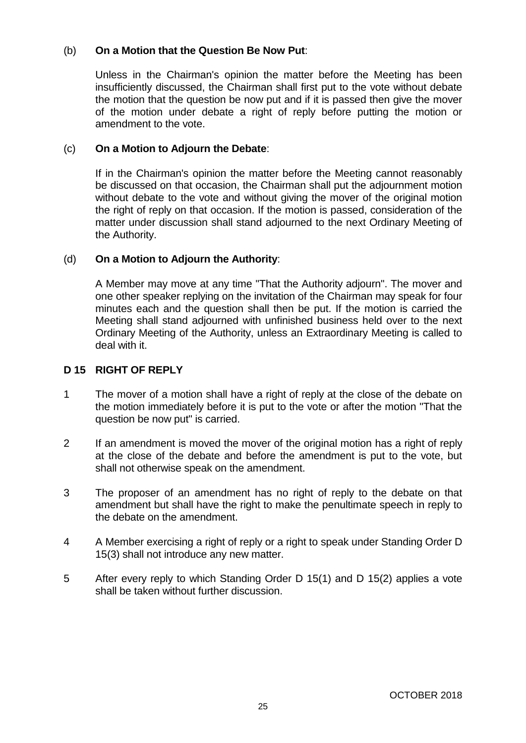(b) **On a Motion that the Question Be Now Put**:

Unless in the Chairman's opinion the matter before the Meeting has been insufficiently discussed, the Chairman shall first put to the vote without debate the motion that the question be now put and if it is passed then give the mover of the motion under debate a right of reply before putting the motion or amendment to the vote.

(c) **On a Motion to Adjourn the Debate**:

If in the Chairman's opinion the matter before the Meeting cannot reasonably be discussed on that occasion, the Chairman shall put the adjournment motion without debate to the vote and without giving the mover of the original motion the right of reply on that occasion. If the motion is passed, consideration of the matter under discussion shall stand adjourned to the next Ordinary Meeting of the Authority.

(d) **On a Motion to Adjourn the Authority**:

A Member may move at any time "That the Authority adjourn". The mover and one other speaker replying on the invitation of the Chairman may speak for four minutes each and the question shall then be put. If the motion is carried the Meeting shall stand adjourned with unfinished business held over to the next Ordinary Meeting of the Authority, unless an Extraordinary Meeting is called to deal with it.

## D 15 RIGHT OF REPLY

1. The mover of a motion shall have a right of reply at the close of the debate on the motion immediately before it is put to the vote or after the motion "That the question be now put" is carried.

2. If an amendment is moved the mover of the original motion has a right of reply at the close of the debate and before the amendment is put to the vote, but shall not otherwise speak on the amendment.

3. The proposer of an amendment has no right of reply to the debate on that amendment but shall have the right to make the penultimate speech in reply to the debate on the amendment.

4. A Member exercising a right of reply or a right to speak under Standing Order D 15(3) shall not introduce any new matter.

5. After every reply to which Standing Order D 15(1) and D 15(2) applies a vote shall be taken without further discussion.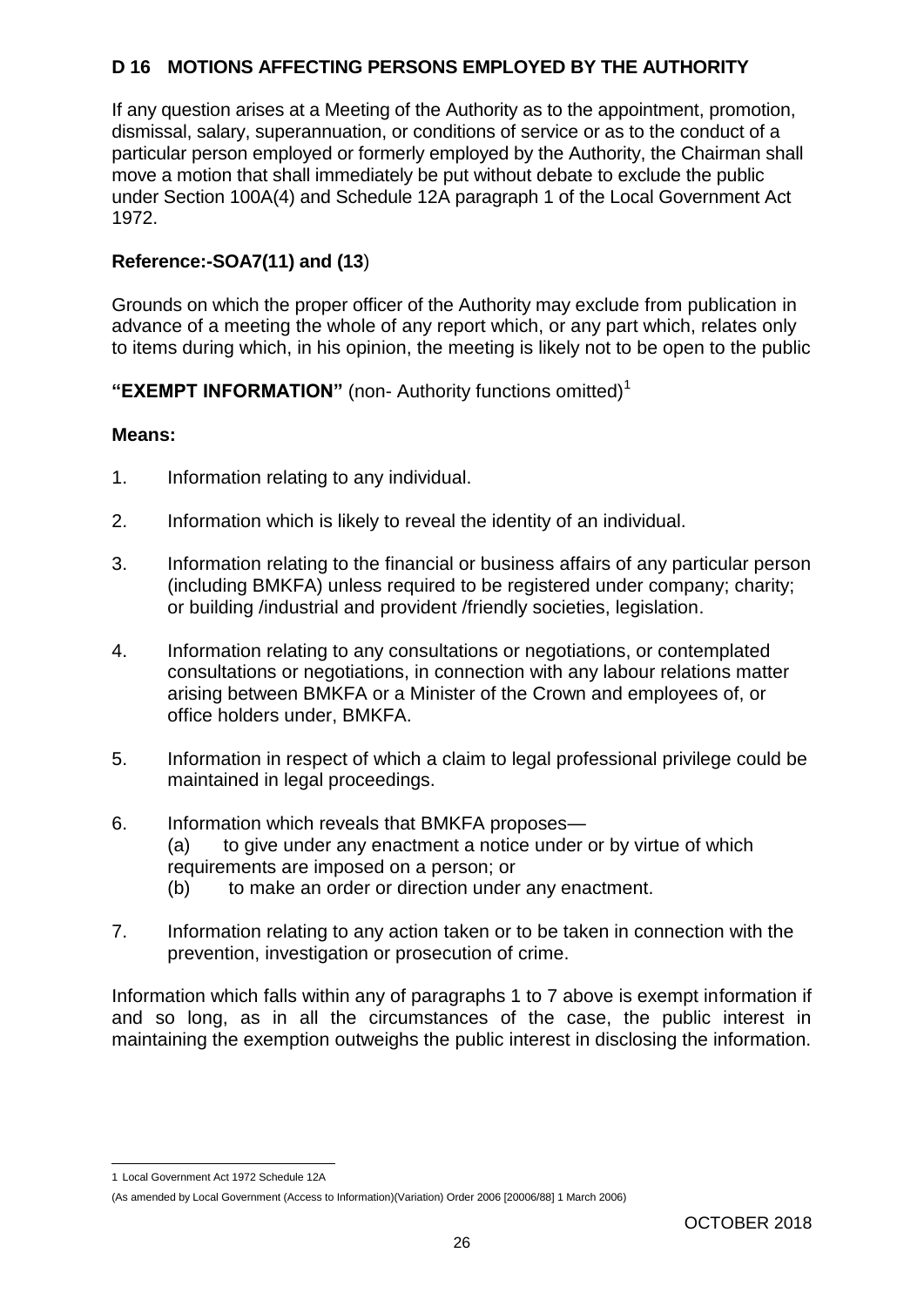## D 16 MOTIONS AFFECTING PERSONS EMPLOYED BY THE AUTHORITY

If any question arises at a Meeting of the Authority as to the appointment, promotion, dismissal, salary, superannuation, or conditions of service or as to the conduct of a particular person employed or formerly employed by the Authority, the Chairman shall move a motion that shall immediately be put without debate to exclude the public under Section 100A(4) and Schedule 12A paragraph 1 of the Local Government Act 1972.

**Reference:-SOA7(11) and (13**)

Grounds on which the proper officer of the Authority may exclude from publication in advance of a meeting the whole of any report which, or any part which, relates only to items during which, in his opinion, the meeting is likely not to be open to the public

**"EXEMPT INFORMATION"** (non- Authority functions omitted)[1]

**Means:**

1. Information relating to any individual.
2. Information which is likely to reveal the identity of an individual.
3. Information relating to the financial or business affairs of any particular person (including BMKFA) unless required to be registered under company; charity; or building /industrial and provident /friendly societies, legislation.
4. Information relating to any consultations or negotiations, or contemplated consultations or negotiations, in connection with any labour relations matter arising between BMKFA or a Minister of the Crown and employees of, or office holders under, BMKFA.
5. Information in respect of which a claim to legal professional privilege could be maintained in legal proceedings.
6. Information which reveals that BMKFA proposes—
   (a) to give under any enactment a notice under or by virtue of which requirements are imposed on a person; or
   (b) to make an order or direction under any enactment.
7. Information relating to any action taken or to be taken in connection with the prevention, investigation or prosecution of crime.

Information which falls within any of paragraphs 1 to 7 above is exempt information if and so long, as in all the circumstances of the case, the public interest in maintaining the exemption outweighs the public interest in disclosing the information.

---

1 Local Government Act 1972 Schedule 12A

(As amended by Local Government (Access to Information)(Variation) Order 2006 [20006/88] 1 March 2006)

OCTOBER 2018